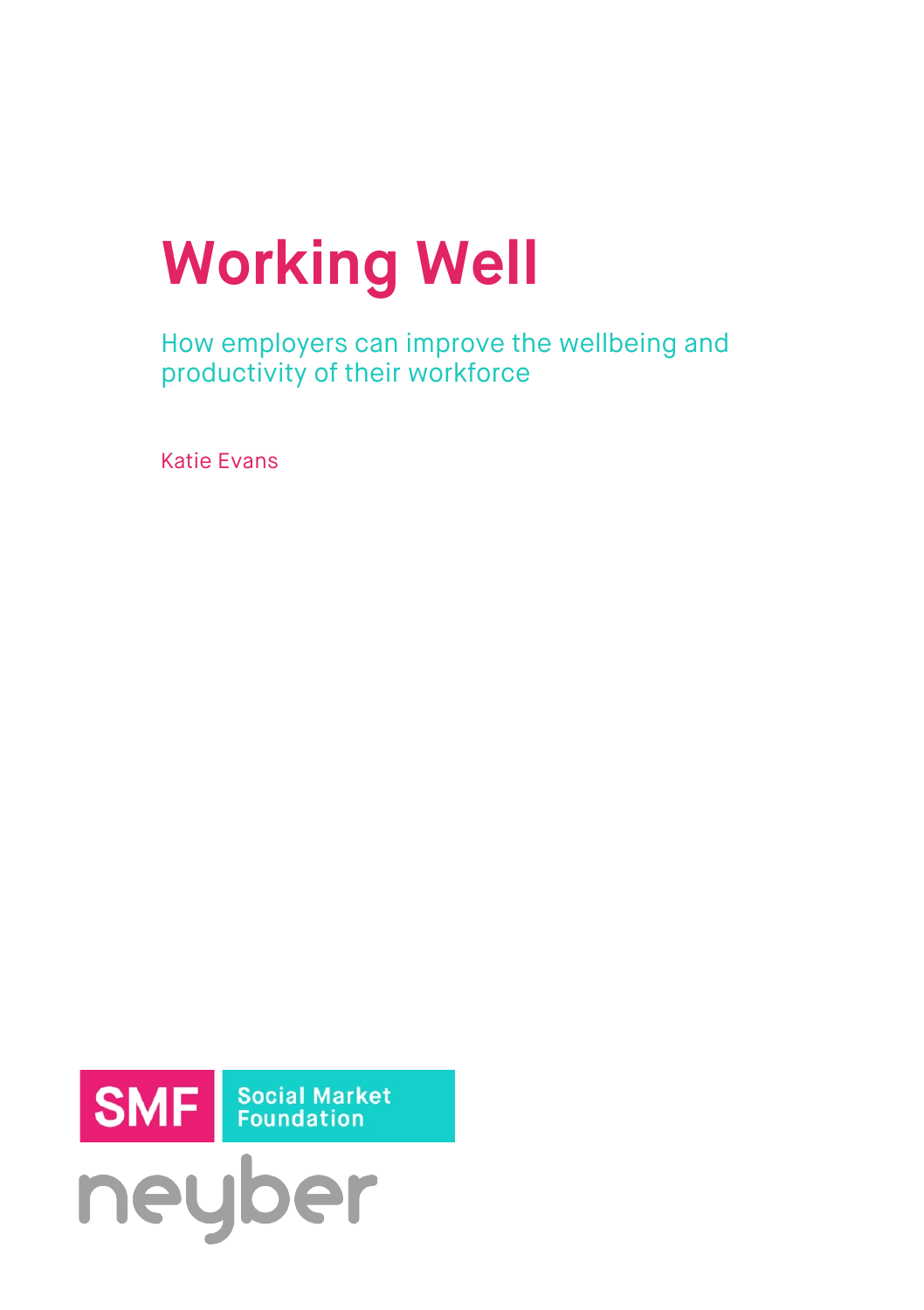# Working Well

How employers can improve the wellbeing and productivity of their workforce

Katie Evans

SMF Social Market Foundation

neyber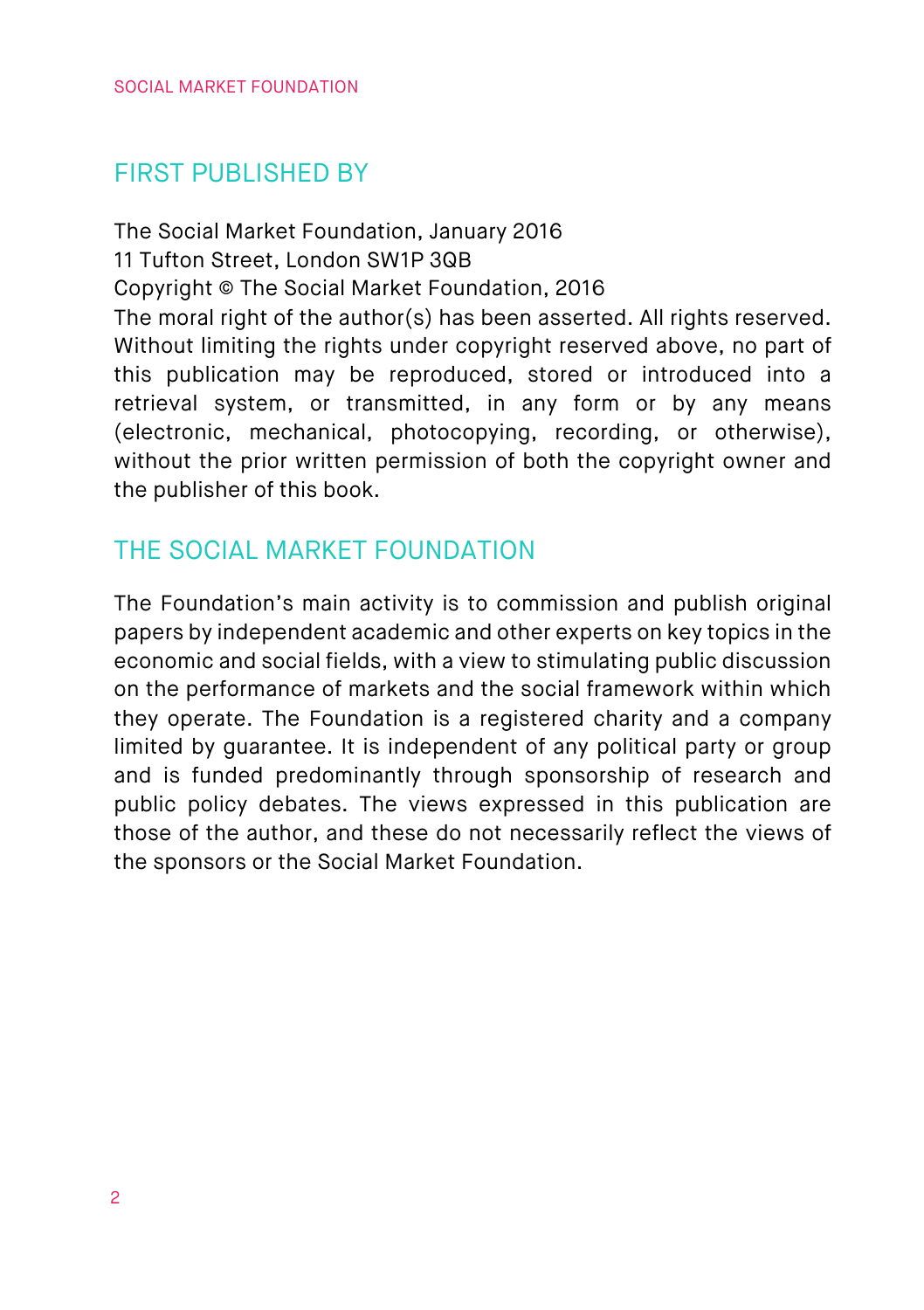## FIRST PUBLISHED BY

The Social Market Foundation, January 2016
11 Tufton Street, London SW1P 3QB
Copyright © The Social Market Foundation, 2016
The moral right of the author(s) has been asserted. All rights reserved. Without limiting the rights under copyright reserved above, no part of this publication may be reproduced, stored or introduced into a retrieval system, or transmitted, in any form or by any means (electronic, mechanical, photocopying, recording, or otherwise), without the prior written permission of both the copyright owner and the publisher of this book.

## THE SOCIAL MARKET FOUNDATION

The Foundation's main activity is to commission and publish original papers by independent academic and other experts on key topics in the economic and social fields, with a view to stimulating public discussion on the performance of markets and the social framework within which they operate. The Foundation is a registered charity and a company limited by guarantee. It is independent of any political party or group and is funded predominantly through sponsorship of research and public policy debates. The views expressed in this publication are those of the author, and these do not necessarily reflect the views of the sponsors or the Social Market Foundation.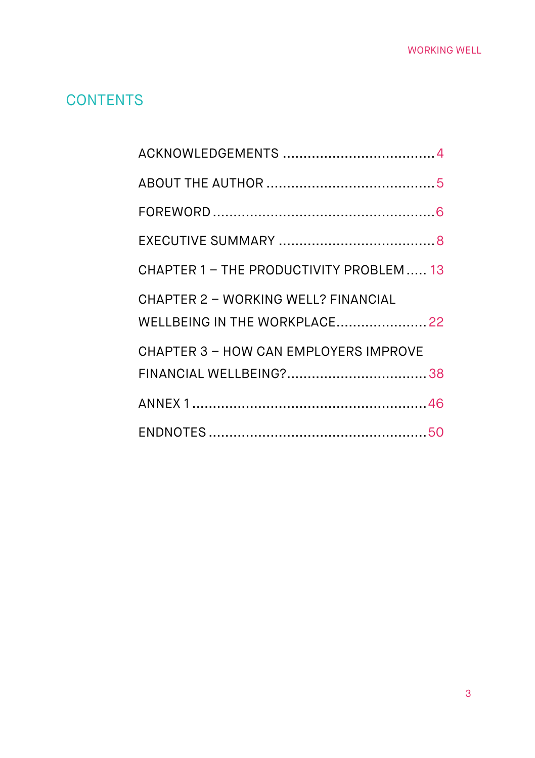# CONTENTS

| | |
|---|---|
| ACKNOWLEDGEMENTS | 4 |
| ABOUT THE AUTHOR | 5 |
| FOREWORD | 6 |
| EXECUTIVE SUMMARY | 8 |
| CHAPTER 1 – THE PRODUCTIVITY PROBLEM | 13 |
| CHAPTER 2 – WORKING WELL? FINANCIAL WELLBEING IN THE WORKPLACE | 22 |
| CHAPTER 3 – HOW CAN EMPLOYERS IMPROVE FINANCIAL WELLBEING? | 38 |
| ANNEX 1 | 46 |
| ENDNOTES | 50 |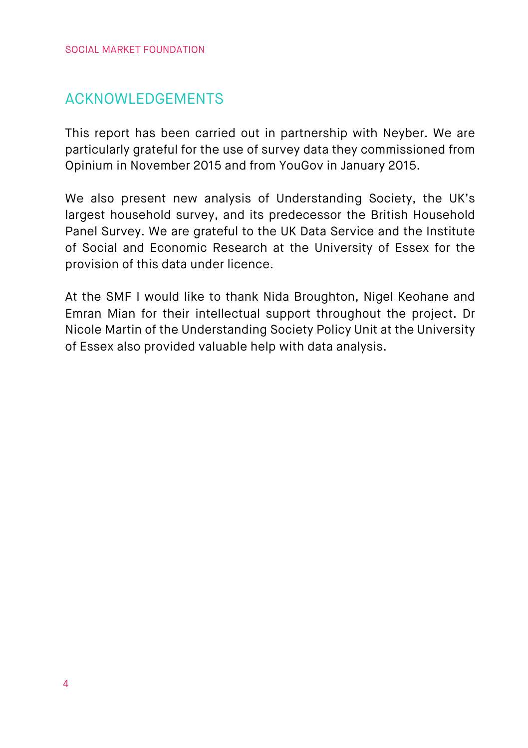## ACKNOWLEDGEMENTS

This report has been carried out in partnership with Neyber. We are particularly grateful for the use of survey data they commissioned from Opinium in November 2015 and from YouGov in January 2015.

We also present new analysis of Understanding Society, the UK's largest household survey, and its predecessor the British Household Panel Survey. We are grateful to the UK Data Service and the Institute of Social and Economic Research at the University of Essex for the provision of this data under licence.

At the SMF I would like to thank Nida Broughton, Nigel Keohane and Emran Mian for their intellectual support throughout the project. Dr Nicole Martin of the Understanding Society Policy Unit at the University of Essex also provided valuable help with data analysis.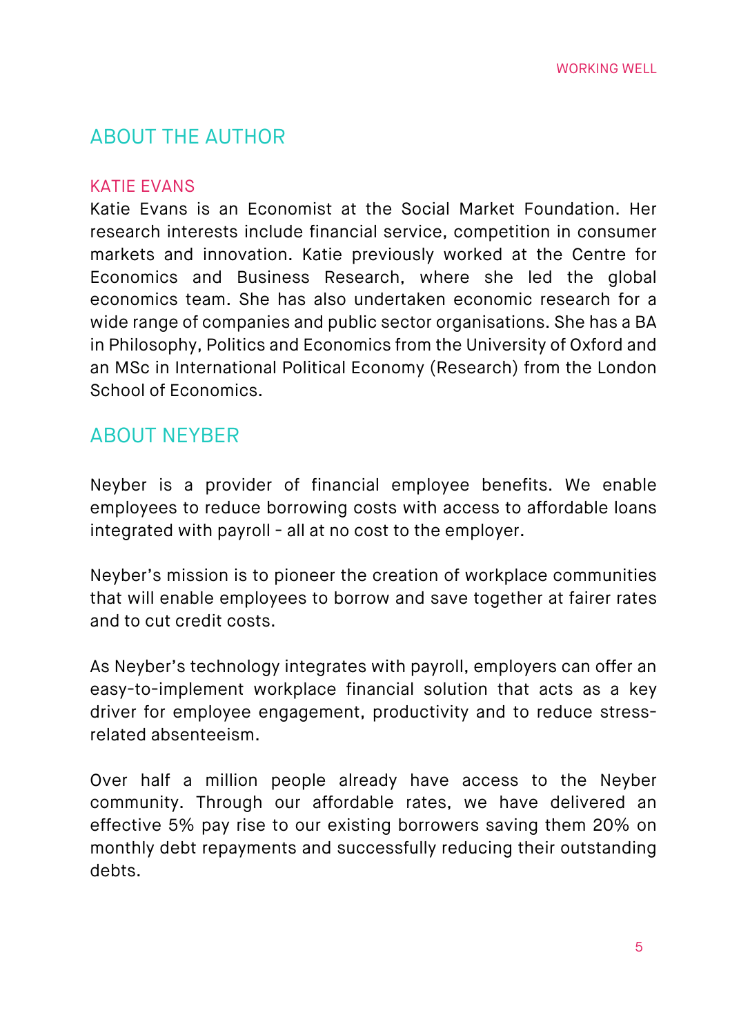## ABOUT THE AUTHOR

### KATIE EVANS

Katie Evans is an Economist at the Social Market Foundation. Her research interests include financial service, competition in consumer markets and innovation. Katie previously worked at the Centre for Economics and Business Research, where she led the global economics team. She has also undertaken economic research for a wide range of companies and public sector organisations. She has a BA in Philosophy, Politics and Economics from the University of Oxford and an MSc in International Political Economy (Research) from the London School of Economics.

## ABOUT NEYBER

Neyber is a provider of financial employee benefits. We enable employees to reduce borrowing costs with access to affordable loans integrated with payroll - all at no cost to the employer.

Neyber's mission is to pioneer the creation of workplace communities that will enable employees to borrow and save together at fairer rates and to cut credit costs.

As Neyber's technology integrates with payroll, employers can offer an easy-to-implement workplace financial solution that acts as a key driver for employee engagement, productivity and to reduce stress-related absenteeism.

Over half a million people already have access to the Neyber community. Through our affordable rates, we have delivered an effective 5% pay rise to our existing borrowers saving them 20% on monthly debt repayments and successfully reducing their outstanding debts.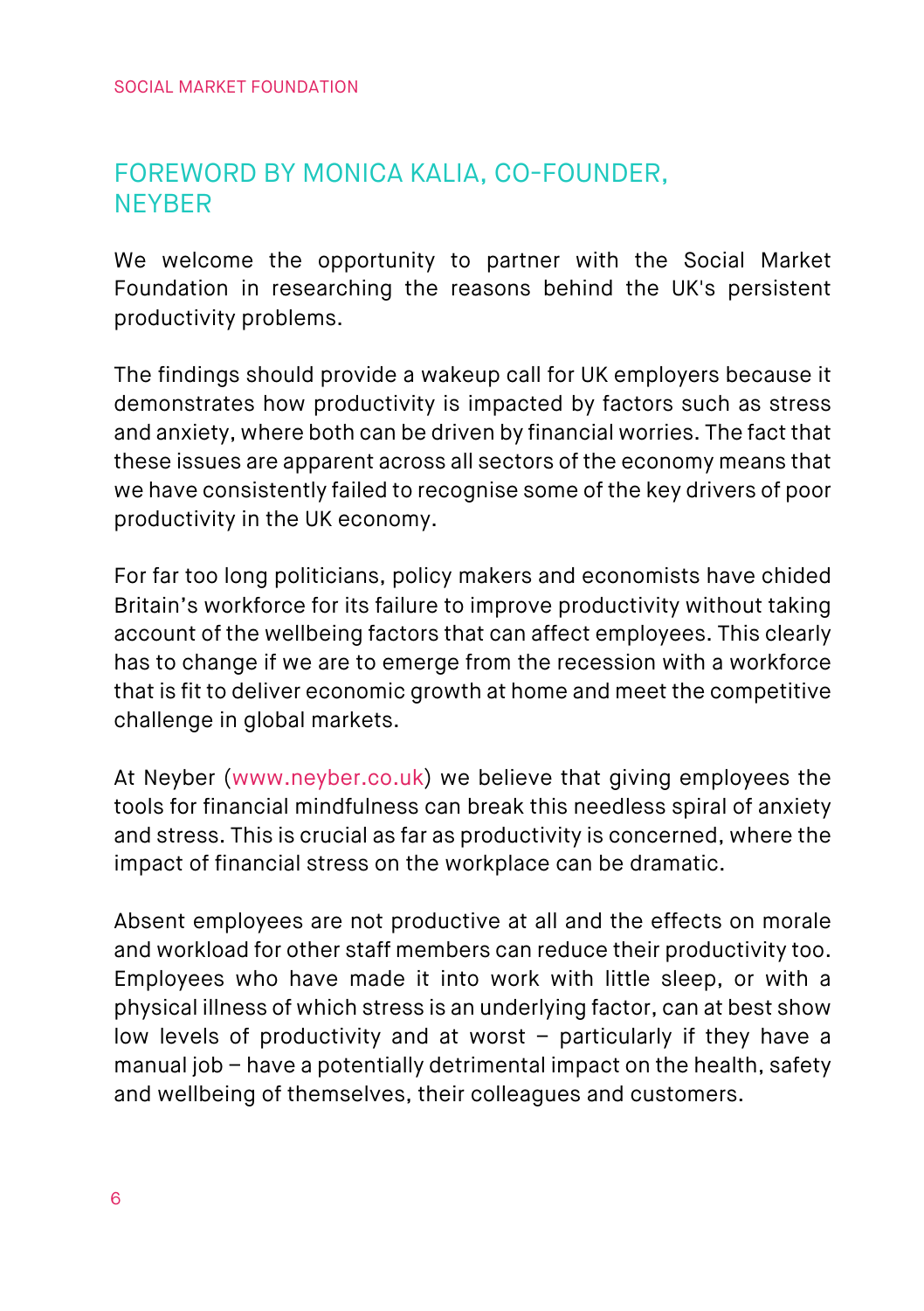## FOREWORD BY MONICA KALIA, CO-FOUNDER, NEYBER

We welcome the opportunity to partner with the Social Market Foundation in researching the reasons behind the UK's persistent productivity problems.

The findings should provide a wakeup call for UK employers because it demonstrates how productivity is impacted by factors such as stress and anxiety, where both can be driven by financial worries. The fact that these issues are apparent across all sectors of the economy means that we have consistently failed to recognise some of the key drivers of poor productivity in the UK economy.

For far too long politicians, policy makers and economists have chided Britain's workforce for its failure to improve productivity without taking account of the wellbeing factors that can affect employees. This clearly has to change if we are to emerge from the recession with a workforce that is fit to deliver economic growth at home and meet the competitive challenge in global markets.

At Neyber (www.neyber.co.uk) we believe that giving employees the tools for financial mindfulness can break this needless spiral of anxiety and stress. This is crucial as far as productivity is concerned, where the impact of financial stress on the workplace can be dramatic.

Absent employees are not productive at all and the effects on morale and workload for other staff members can reduce their productivity too. Employees who have made it into work with little sleep, or with a physical illness of which stress is an underlying factor, can at best show low levels of productivity and at worst – particularly if they have a manual job – have a potentially detrimental impact on the health, safety and wellbeing of themselves, their colleagues and customers.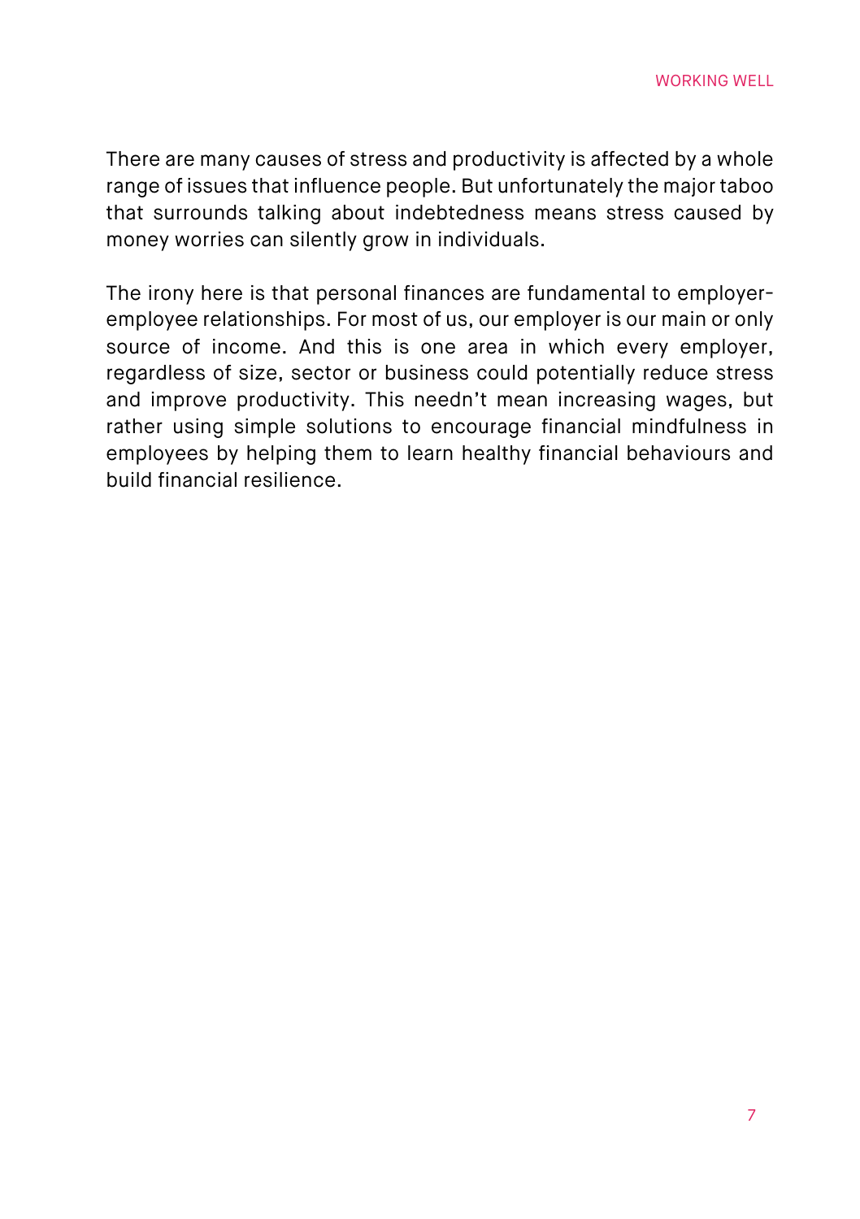There are many causes of stress and productivity is affected by a whole range of issues that influence people. But unfortunately the major taboo that surrounds talking about indebtedness means stress caused by money worries can silently grow in individuals.

The irony here is that personal finances are fundamental to employer-employee relationships. For most of us, our employer is our main or only source of income. And this is one area in which every employer, regardless of size, sector or business could potentially reduce stress and improve productivity. This needn't mean increasing wages, but rather using simple solutions to encourage financial mindfulness in employees by helping them to learn healthy financial behaviours and build financial resilience.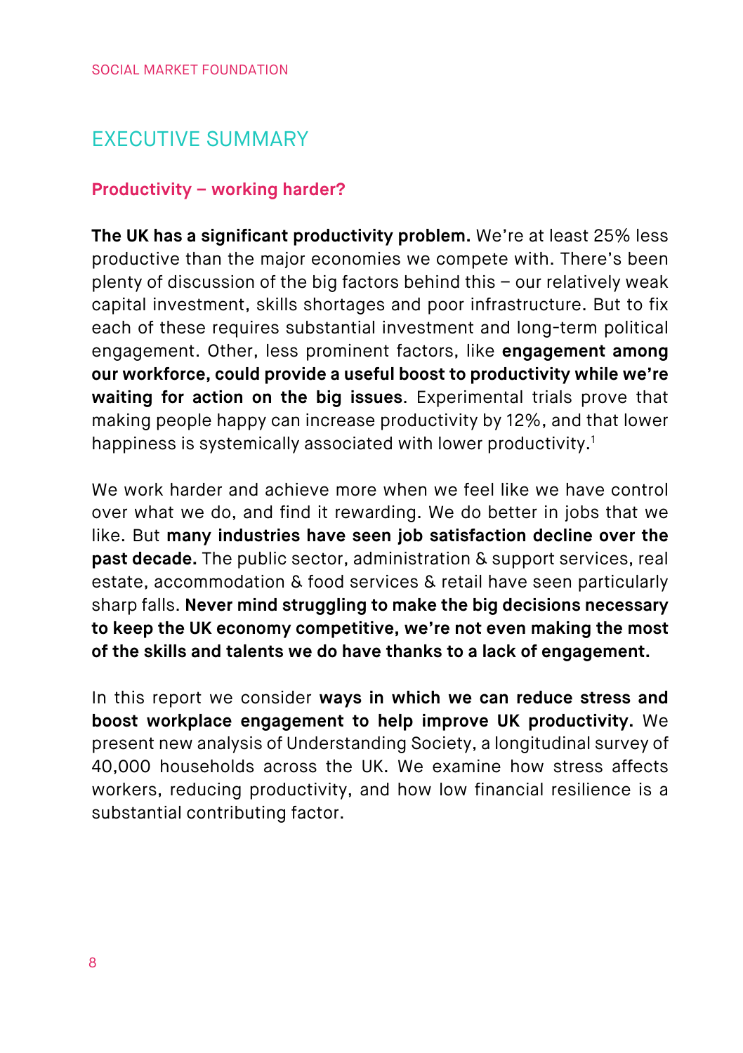# EXECUTIVE SUMMARY

## Productivity – working harder?

**The UK has a significant productivity problem.** We're at least 25% less productive than the major economies we compete with. There's been plenty of discussion of the big factors behind this – our relatively weak capital investment, skills shortages and poor infrastructure. But to fix each of these requires substantial investment and long-term political engagement. Other, less prominent factors, like **engagement among our workforce, could provide a useful boost to productivity while we're waiting for action on the big issues**. Experimental trials prove that making people happy can increase productivity by 12%, and that lower happiness is systemically associated with lower productivity.[1]

We work harder and achieve more when we feel like we have control over what we do, and find it rewarding. We do better in jobs that we like. But **many industries have seen job satisfaction decline over the past decade.** The public sector, administration & support services, real estate, accommodation & food services & retail have seen particularly sharp falls. **Never mind struggling to make the big decisions necessary to keep the UK economy competitive, we're not even making the most of the skills and talents we do have thanks to a lack of engagement.**

In this report we consider **ways in which we can reduce stress and boost workplace engagement to help improve UK productivity.** We present new analysis of Understanding Society, a longitudinal survey of 40,000 households across the UK. We examine how stress affects workers, reducing productivity, and how low financial resilience is a substantial contributing factor.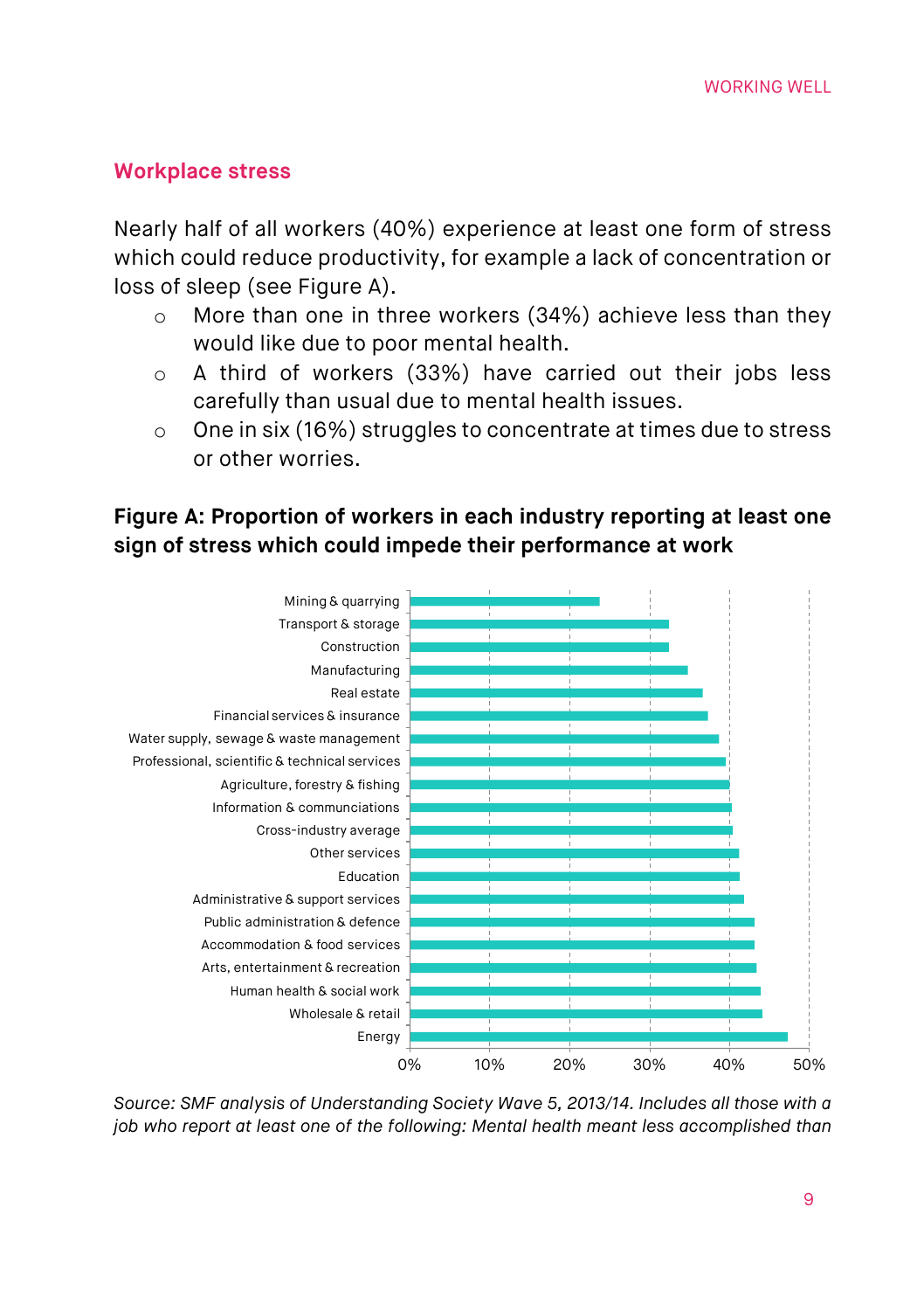## Workplace stress

Nearly half of all workers (40%) experience at least one form of stress which could reduce productivity, for example a lack of concentration or loss of sleep (see Figure A).

- More than one in three workers (34%) achieve less than they would like due to poor mental health.
- A third of workers (33%) have carried out their jobs less carefully than usual due to mental health issues.
- One in six (16%) struggles to concentrate at times due to stress or other worries.

**Figure A: Proportion of workers in each industry reporting at least one sign of stress which could impede their performance at work**

Mining & quarrying
Transport & storage
Construction
Manufacturing
Real estate
Financial services & insurance
Water supply, sewage & waste management
Professional, scientific & technical services
Agriculture, forestry & fishing
Information & communciations
Cross-industry average
Other services
Education
Administrative & support services
Public administration & defence
Accommodation & food services
Arts, entertainment & recreation
Human health & social work
Wholesale & retail
Energy

0% 10% 20% 30% 40% 50%

*Source: SMF analysis of Understanding Society Wave 5, 2013/14. Includes all those with a job who report at least one of the following: Mental health meant less accomplished than*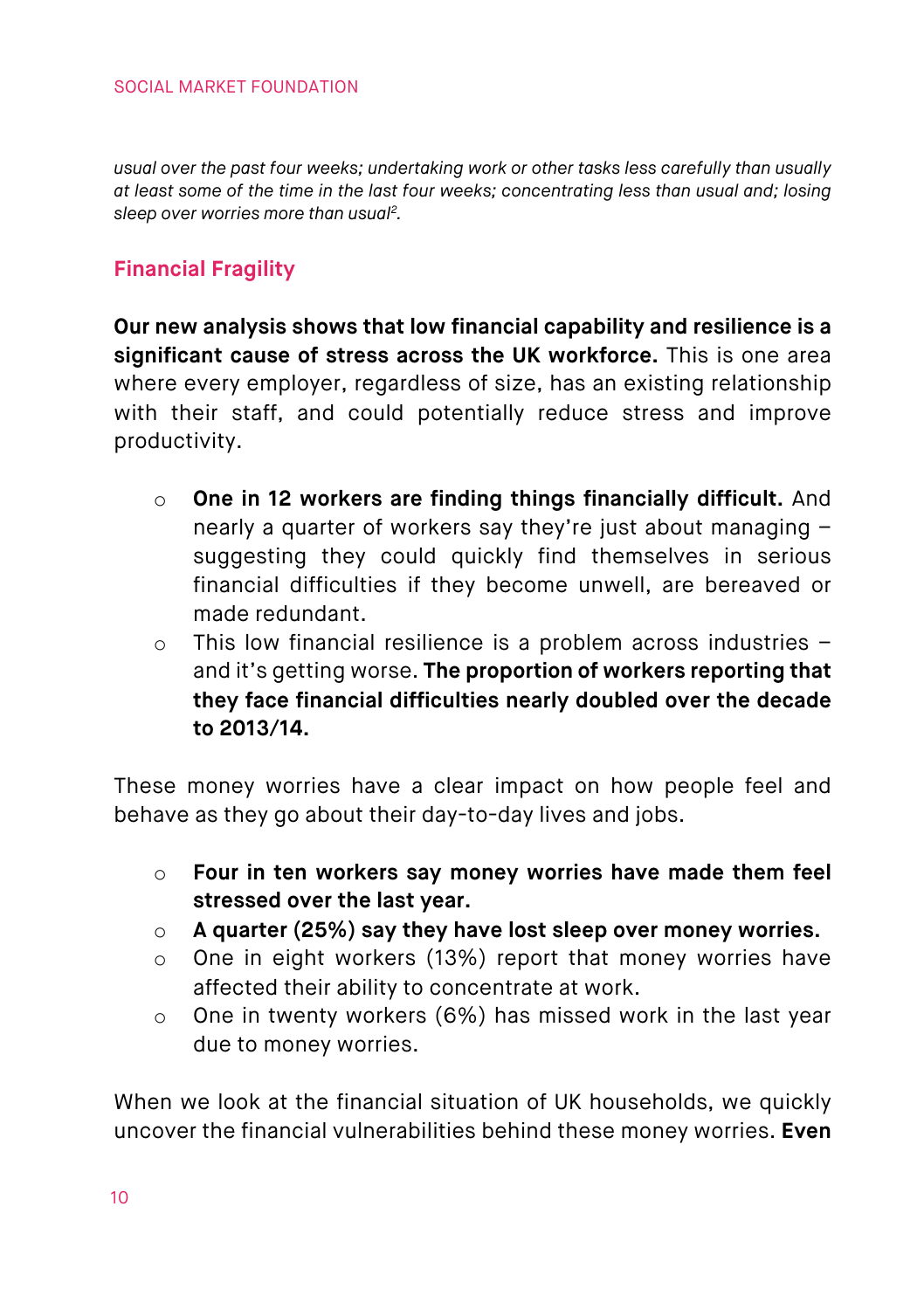*usual over the past four weeks; undertaking work or other tasks less carefully than usually at least some of the time in the last four weeks; concentrating less than usual and; losing sleep over worries more than usual[2].*

## Financial Fragility

**Our new analysis shows that low financial capability and resilience is a significant cause of stress across the UK workforce.** This is one area where every employer, regardless of size, has an existing relationship with their staff, and could potentially reduce stress and improve productivity.

- **One in 12 workers are finding things financially difficult.** And nearly a quarter of workers say they're just about managing – suggesting they could quickly find themselves in serious financial difficulties if they become unwell, are bereaved or made redundant.
- This low financial resilience is a problem across industries – and it's getting worse. **The proportion of workers reporting that they face financial difficulties nearly doubled over the decade to 2013/14.**

These money worries have a clear impact on how people feel and behave as they go about their day-to-day lives and jobs.

- **Four in ten workers say money worries have made them feel stressed over the last year.**
- **A quarter (25%) say they have lost sleep over money worries.**
- One in eight workers (13%) report that money worries have affected their ability to concentrate at work.
- One in twenty workers (6%) has missed work in the last year due to money worries.

When we look at the financial situation of UK households, we quickly uncover the financial vulnerabilities behind these money worries. **Even**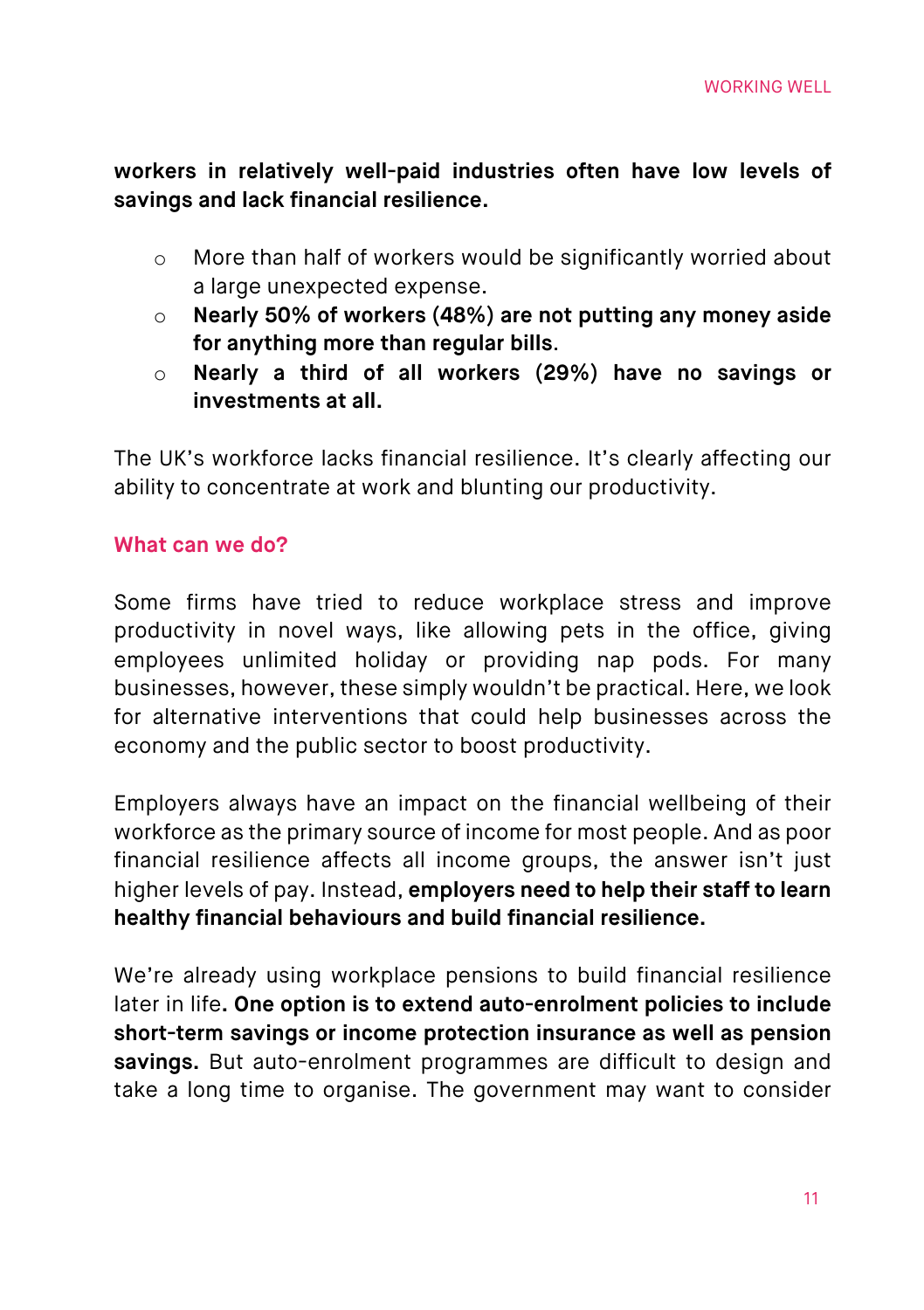**workers in relatively well-paid industries often have low levels of savings and lack financial resilience.**

- More than half of workers would be significantly worried about a large unexpected expense.
- **Nearly 50% of workers (48%) are not putting any money aside for anything more than regular bills**.
- **Nearly a third of all workers (29%) have no savings or investments at all.**

The UK's workforce lacks financial resilience. It's clearly affecting our ability to concentrate at work and blunting our productivity.

## What can we do?

Some firms have tried to reduce workplace stress and improve productivity in novel ways, like allowing pets in the office, giving employees unlimited holiday or providing nap pods. For many businesses, however, these simply wouldn't be practical. Here, we look for alternative interventions that could help businesses across the economy and the public sector to boost productivity.

Employers always have an impact on the financial wellbeing of their workforce as the primary source of income for most people. And as poor financial resilience affects all income groups, the answer isn't just higher levels of pay. Instead, **employers need to help their staff to learn healthy financial behaviours and build financial resilience.**

We're already using workplace pensions to build financial resilience later in life**. One option is to extend auto-enrolment policies to include short-term savings or income protection insurance as well as pension savings.** But auto-enrolment programmes are difficult to design and take a long time to organise. The government may want to consider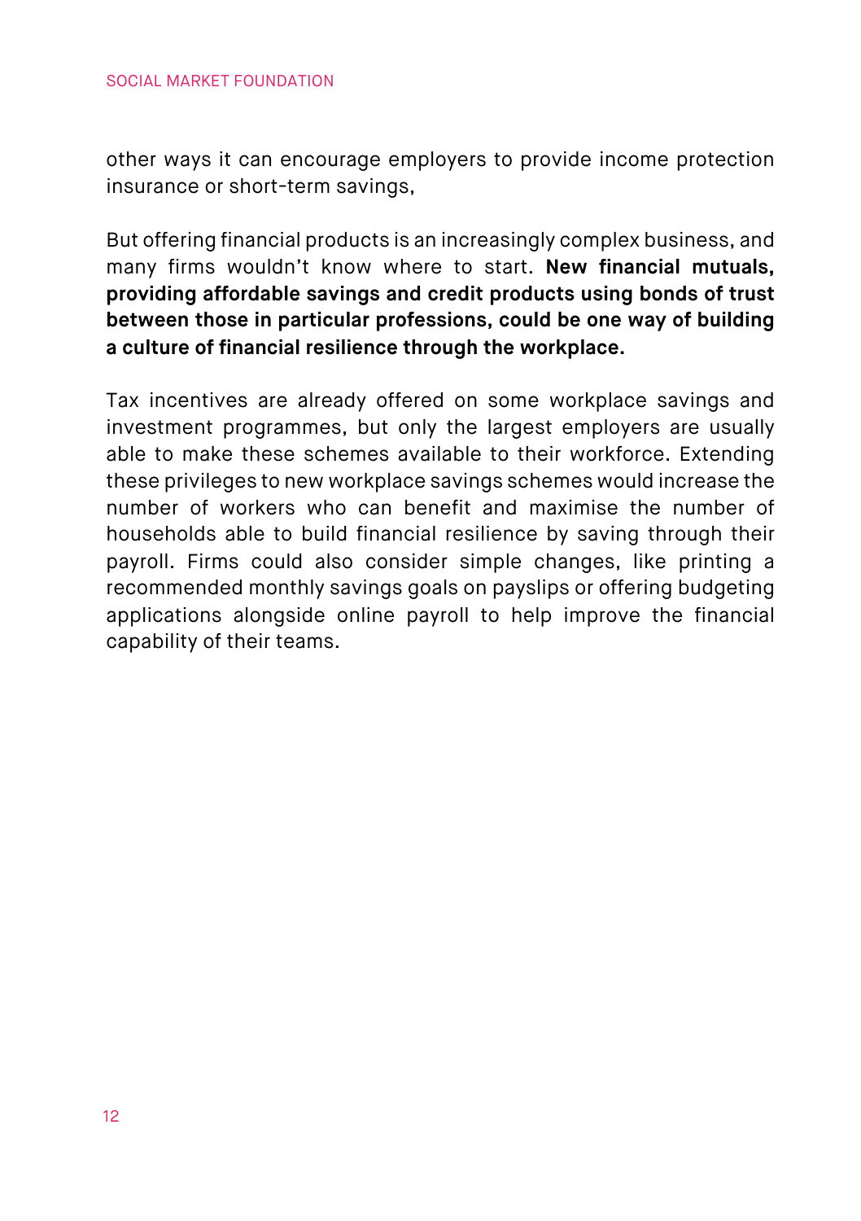other ways it can encourage employers to provide income protection insurance or short-term savings,

But offering financial products is an increasingly complex business, and many firms wouldn't know where to start. **New financial mutuals, providing affordable savings and credit products using bonds of trust between those in particular professions, could be one way of building a culture of financial resilience through the workplace.**

Tax incentives are already offered on some workplace savings and investment programmes, but only the largest employers are usually able to make these schemes available to their workforce. Extending these privileges to new workplace savings schemes would increase the number of workers who can benefit and maximise the number of households able to build financial resilience by saving through their payroll. Firms could also consider simple changes, like printing a recommended monthly savings goals on payslips or offering budgeting applications alongside online payroll to help improve the financial capability of their teams.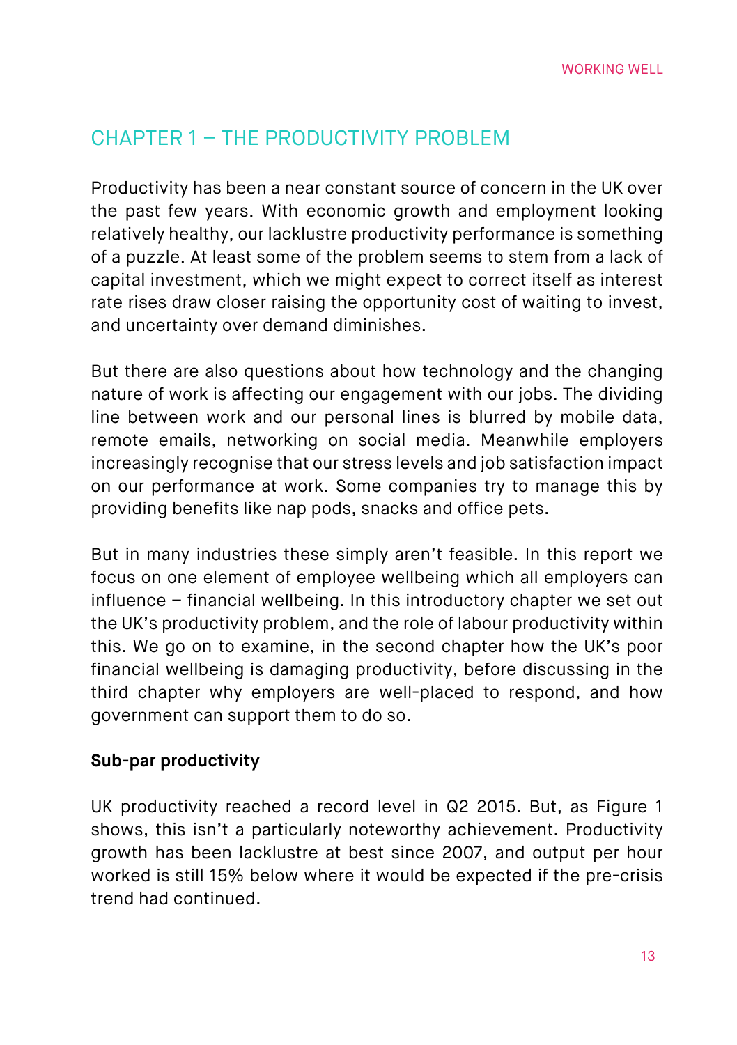## CHAPTER 1 – THE PRODUCTIVITY PROBLEM

Productivity has been a near constant source of concern in the UK over the past few years. With economic growth and employment looking relatively healthy, our lacklustre productivity performance is something of a puzzle. At least some of the problem seems to stem from a lack of capital investment, which we might expect to correct itself as interest rate rises draw closer raising the opportunity cost of waiting to invest, and uncertainty over demand diminishes.

But there are also questions about how technology and the changing nature of work is affecting our engagement with our jobs. The dividing line between work and our personal lines is blurred by mobile data, remote emails, networking on social media. Meanwhile employers increasingly recognise that our stress levels and job satisfaction impact on our performance at work. Some companies try to manage this by providing benefits like nap pods, snacks and office pets.

But in many industries these simply aren't feasible. In this report we focus on one element of employee wellbeing which all employers can influence – financial wellbeing. In this introductory chapter we set out the UK's productivity problem, and the role of labour productivity within this. We go on to examine, in the second chapter how the UK's poor financial wellbeing is damaging productivity, before discussing in the third chapter why employers are well-placed to respond, and how government can support them to do so.

**Sub-par productivity**

UK productivity reached a record level in Q2 2015. But, as Figure 1 shows, this isn't a particularly noteworthy achievement. Productivity growth has been lacklustre at best since 2007, and output per hour worked is still 15% below where it would be expected if the pre-crisis trend had continued.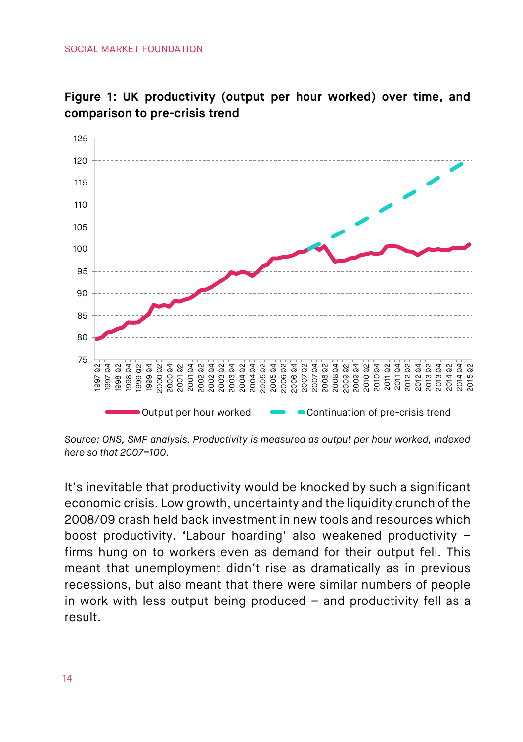**Figure 1: UK productivity (output per hour worked) over time, and comparison to pre-crisis trend**

*Source: ONS, SMF analysis. Productivity is measured as output per hour worked, indexed here so that 2007=100.*

It's inevitable that productivity would be knocked by such a significant economic crisis. Low growth, uncertainty and the liquidity crunch of the 2008/09 crash held back investment in new tools and resources which boost productivity. 'Labour hoarding' also weakened productivity – firms hung on to workers even as demand for their output fell. This meant that unemployment didn't rise as dramatically as in previous recessions, but also meant that there were similar numbers of people in work with less output being produced – and productivity fell as a result.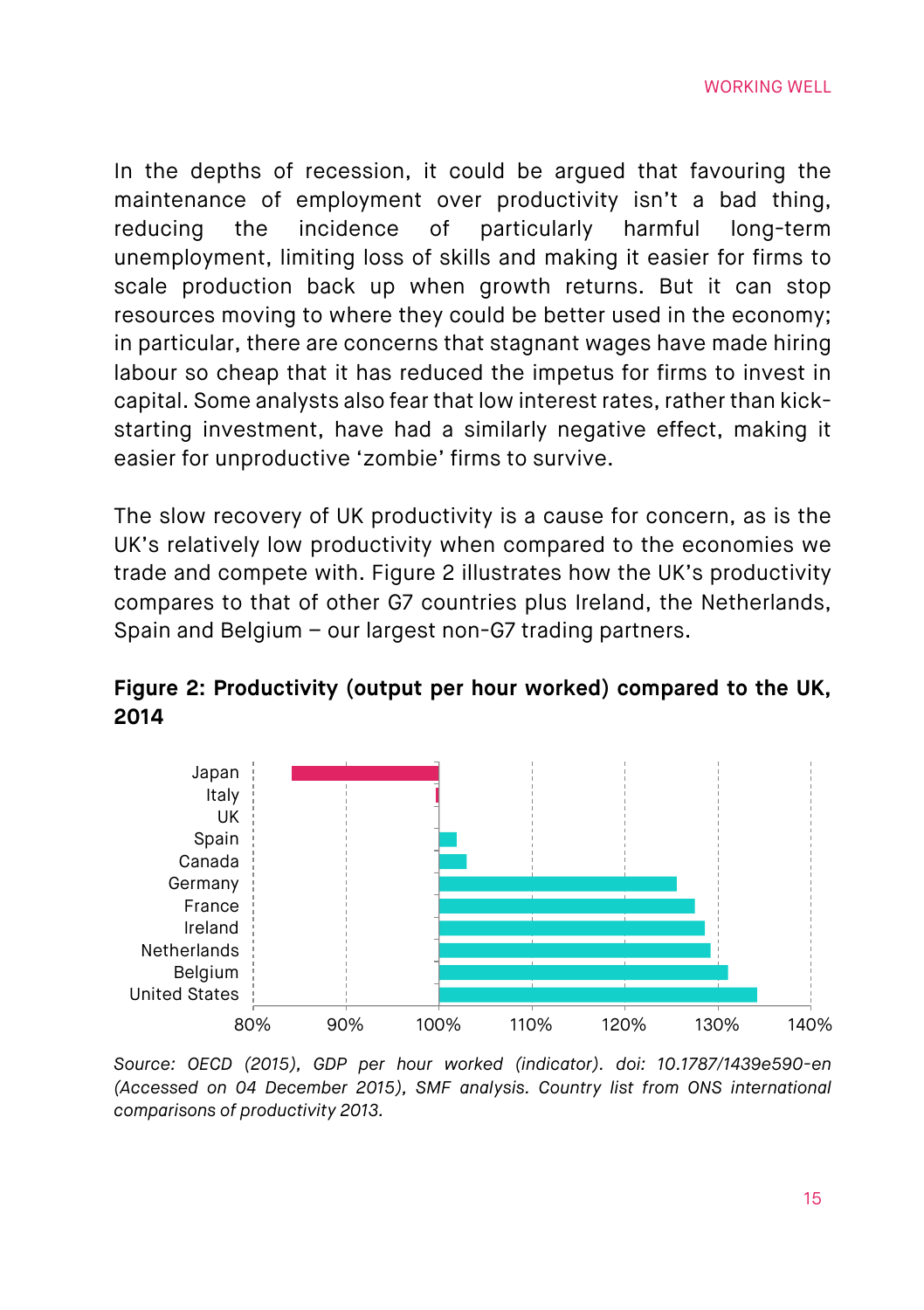In the depths of recession, it could be argued that favouring the maintenance of employment over productivity isn't a bad thing, reducing the incidence of particularly harmful long-term unemployment, limiting loss of skills and making it easier for firms to scale production back up when growth returns. But it can stop resources moving to where they could be better used in the economy; in particular, there are concerns that stagnant wages have made hiring labour so cheap that it has reduced the impetus for firms to invest in capital. Some analysts also fear that low interest rates, rather than kick-starting investment, have had a similarly negative effect, making it easier for unproductive 'zombie' firms to survive.

The slow recovery of UK productivity is a cause for concern, as is the UK's relatively low productivity when compared to the economies we trade and compete with. Figure 2 illustrates how the UK's productivity compares to that of other G7 countries plus Ireland, the Netherlands, Spain and Belgium – our largest non-G7 trading partners.

**Figure 2: Productivity (output per hour worked) compared to the UK, 2014**

*Source: OECD (2015), GDP per hour worked (indicator). doi: 10.1787/1439e590-en (Accessed on 04 December 2015), SMF analysis. Country list from ONS international comparisons of productivity 2013.*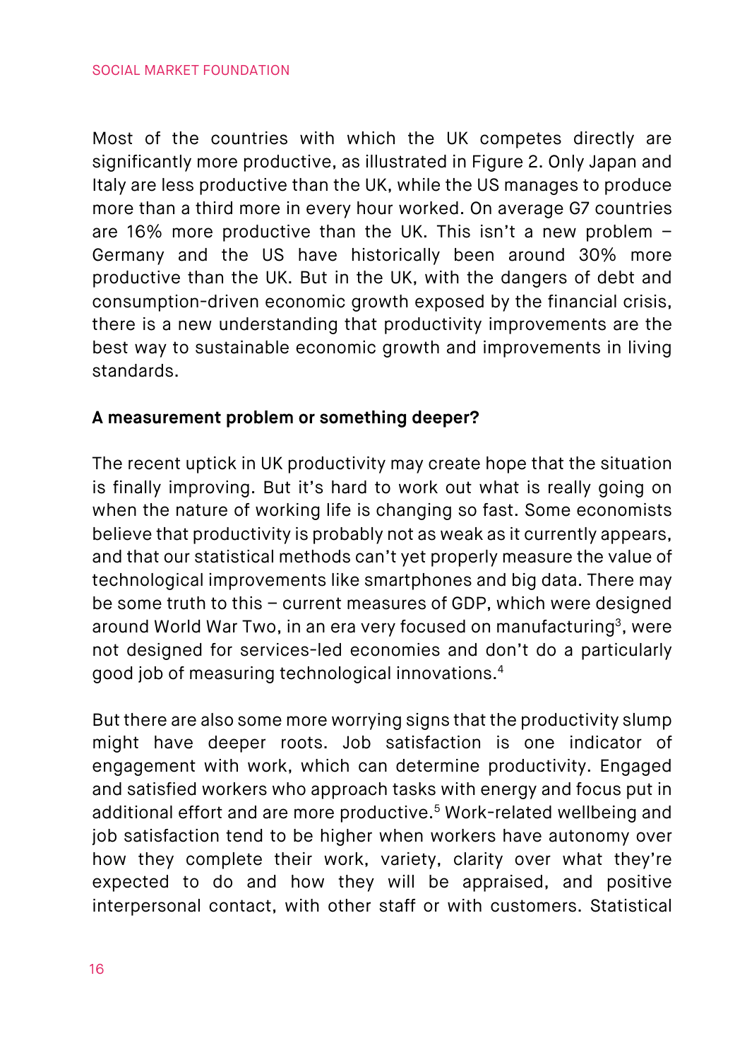Most of the countries with which the UK competes directly are significantly more productive, as illustrated in Figure 2. Only Japan and Italy are less productive than the UK, while the US manages to produce more than a third more in every hour worked. On average G7 countries are 16% more productive than the UK. This isn't a new problem – Germany and the US have historically been around 30% more productive than the UK. But in the UK, with the dangers of debt and consumption-driven economic growth exposed by the financial crisis, there is a new understanding that productivity improvements are the best way to sustainable economic growth and improvements in living standards.

**A measurement problem or something deeper?**

The recent uptick in UK productivity may create hope that the situation is finally improving. But it's hard to work out what is really going on when the nature of working life is changing so fast. Some economists believe that productivity is probably not as weak as it currently appears, and that our statistical methods can't yet properly measure the value of technological improvements like smartphones and big data. There may be some truth to this – current measures of GDP, which were designed around World War Two, in an era very focused on manufacturing[3], were not designed for services-led economies and don't do a particularly good job of measuring technological innovations.[4]

But there are also some more worrying signs that the productivity slump might have deeper roots. Job satisfaction is one indicator of engagement with work, which can determine productivity. Engaged and satisfied workers who approach tasks with energy and focus put in additional effort and are more productive.[5] Work-related wellbeing and job satisfaction tend to be higher when workers have autonomy over how they complete their work, variety, clarity over what they're expected to do and how they will be appraised, and positive interpersonal contact, with other staff or with customers. Statistical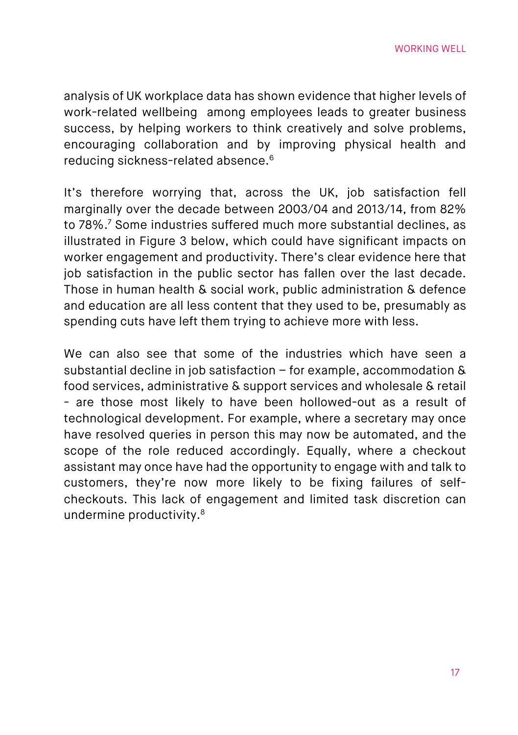analysis of UK workplace data has shown evidence that higher levels of work-related wellbeing among employees leads to greater business success, by helping workers to think creatively and solve problems, encouraging collaboration and by improving physical health and reducing sickness-related absence.[6]

It's therefore worrying that, across the UK, job satisfaction fell marginally over the decade between 2003/04 and 2013/14, from 82% to 78%.[7] Some industries suffered much more substantial declines, as illustrated in Figure 3 below, which could have significant impacts on worker engagement and productivity. There's clear evidence here that job satisfaction in the public sector has fallen over the last decade. Those in human health & social work, public administration & defence and education are all less content that they used to be, presumably as spending cuts have left them trying to achieve more with less.

We can also see that some of the industries which have seen a substantial decline in job satisfaction – for example, accommodation & food services, administrative & support services and wholesale & retail - are those most likely to have been hollowed-out as a result of technological development. For example, where a secretary may once have resolved queries in person this may now be automated, and the scope of the role reduced accordingly. Equally, where a checkout assistant may once have had the opportunity to engage with and talk to customers, they're now more likely to be fixing failures of self-checkouts. This lack of engagement and limited task discretion can undermine productivity.[8]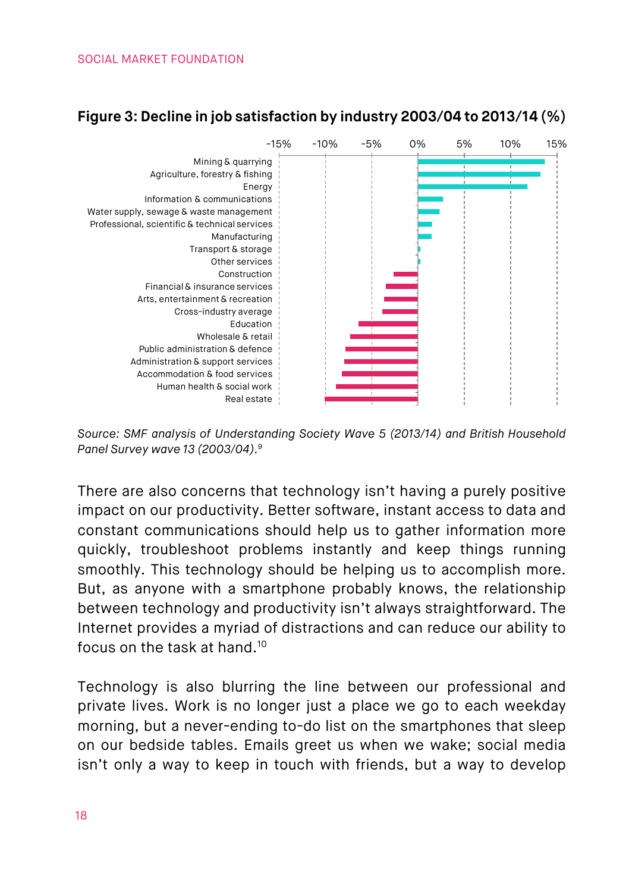**Figure 3: Decline in job satisfaction by industry 2003/04 to 2013/14 (%)**

| Industry |
|---|
| Mining & quarrying |
| Agriculture, forestry & fishing |
| Energy |
| Information & communications |
| Water supply, sewage & waste management |
| Professional, scientific & technical services |
| Manufacturing |
| Transport & storage |
| Other services |
| Construction |
| Financial & insurance services |
| Arts, entertainment & recreation |
| Cross-industry average |
| Education |
| Wholesale & retail |
| Public administration & defence |
| Administration & support services |
| Accommodation & food services |
| Human health & social work |
| Real estate |

*Source: SMF analysis of Understanding Society Wave 5 (2013/14) and British Household Panel Survey wave 13 (2003/04).*[9]

There are also concerns that technology isn't having a purely positive impact on our productivity. Better software, instant access to data and constant communications should help us to gather information more quickly, troubleshoot problems instantly and keep things running smoothly. This technology should be helping us to accomplish more. But, as anyone with a smartphone probably knows, the relationship between technology and productivity isn't always straightforward. The Internet provides a myriad of distractions and can reduce our ability to focus on the task at hand.[10]

Technology is also blurring the line between our professional and private lives. Work is no longer just a place we go to each weekday morning, but a never-ending to-do list on the smartphones that sleep on our bedside tables. Emails greet us when we wake; social media isn't only a way to keep in touch with friends, but a way to develop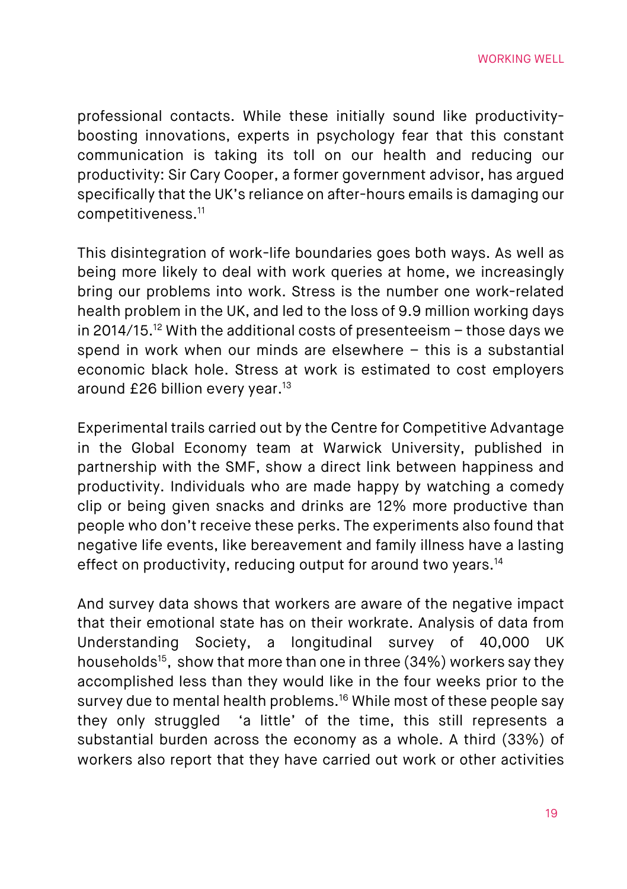professional contacts. While these initially sound like productivity-boosting innovations, experts in psychology fear that this constant communication is taking its toll on our health and reducing our productivity: Sir Cary Cooper, a former government advisor, has argued specifically that the UK's reliance on after-hours emails is damaging our competitiveness.[11]

This disintegration of work-life boundaries goes both ways. As well as being more likely to deal with work queries at home, we increasingly bring our problems into work. Stress is the number one work-related health problem in the UK, and led to the loss of 9.9 million working days in 2014/15.[12] With the additional costs of presenteeism – those days we spend in work when our minds are elsewhere – this is a substantial economic black hole. Stress at work is estimated to cost employers around £26 billion every year.[13]

Experimental trails carried out by the Centre for Competitive Advantage in the Global Economy team at Warwick University, published in partnership with the SMF, show a direct link between happiness and productivity. Individuals who are made happy by watching a comedy clip or being given snacks and drinks are 12% more productive than people who don't receive these perks. The experiments also found that negative life events, like bereavement and family illness have a lasting effect on productivity, reducing output for around two years.[14]

And survey data shows that workers are aware of the negative impact that their emotional state has on their workrate. Analysis of data from Understanding Society, a longitudinal survey of 40,000 UK households[15], show that more than one in three (34%) workers say they accomplished less than they would like in the four weeks prior to the survey due to mental health problems.[16] While most of these people say they only struggled 'a little' of the time, this still represents a substantial burden across the economy as a whole. A third (33%) of workers also report that they have carried out work or other activities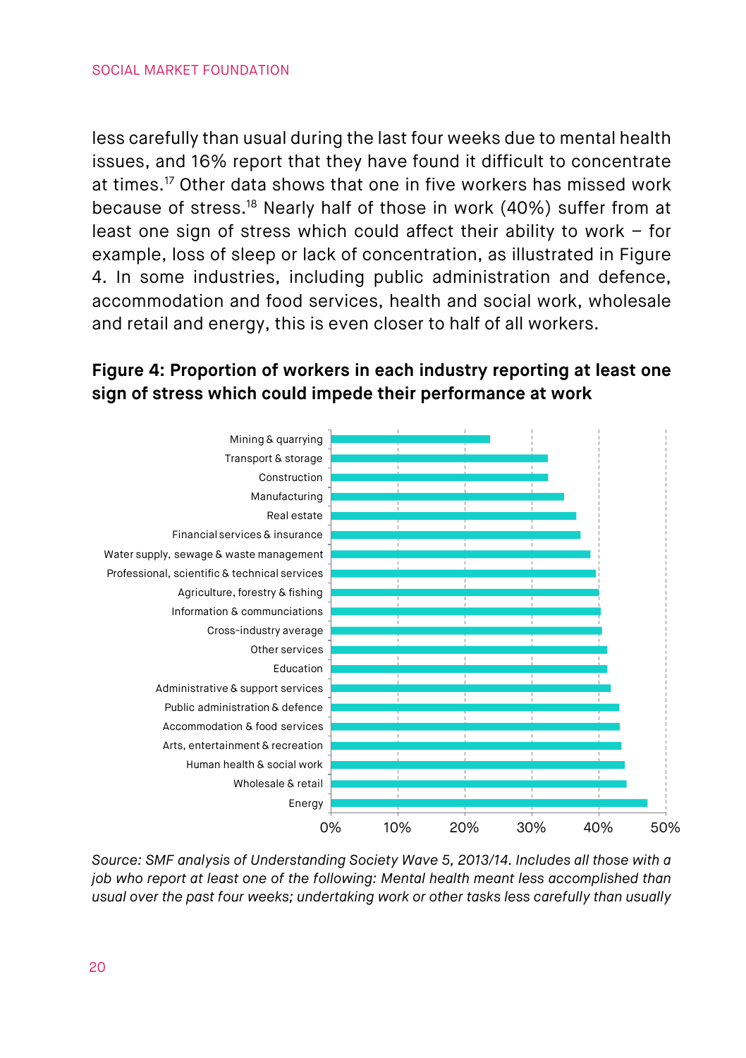less carefully than usual during the last four weeks due to mental health issues, and 16% report that they have found it difficult to concentrate at times.[17] Other data shows that one in five workers has missed work because of stress.[18] Nearly half of those in work (40%) suffer from at least one sign of stress which could affect their ability to work – for example, loss of sleep or lack of concentration, as illustrated in Figure 4. In some industries, including public administration and defence, accommodation and food services, health and social work, wholesale and retail and energy, this is even closer to half of all workers.

**Figure 4: Proportion of workers in each industry reporting at least one sign of stress which could impede their performance at work**

Mining & quarrying
Transport & storage
Construction
Manufacturing
Real estate
Financial services & insurance
Water supply, sewage & waste management
Professional, scientific & technical services
Agriculture, forestry & fishing
Information & communciations
Cross-industry average
Other services
Education
Administrative & support services
Public administration & defence
Accommodation & food services
Arts, entertainment & recreation
Human health & social work
Wholesale & retail
Energy

0% 10% 20% 30% 40% 50%

*Source: SMF analysis of Understanding Society Wave 5, 2013/14. Includes all those with a job who report at least one of the following: Mental health meant less accomplished than usual over the past four weeks; undertaking work or other tasks less carefully than usually*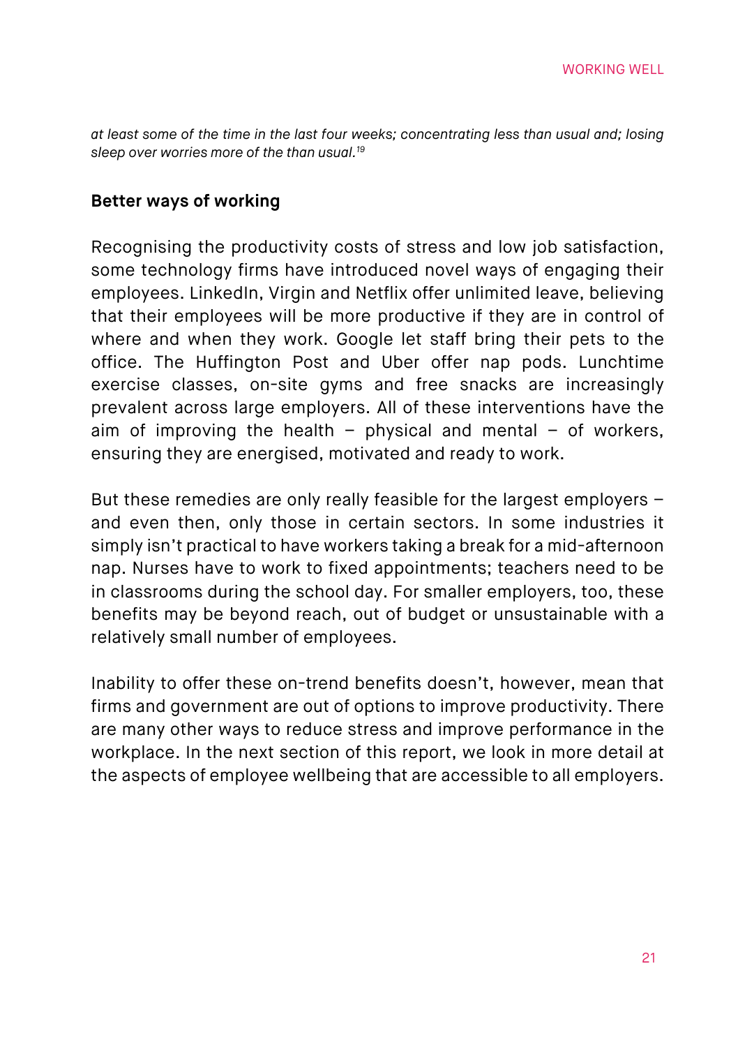*at least some of the time in the last four weeks; concentrating less than usual and; losing sleep over worries more of the than usual.*[19]

**Better ways of working**

Recognising the productivity costs of stress and low job satisfaction, some technology firms have introduced novel ways of engaging their employees. LinkedIn, Virgin and Netflix offer unlimited leave, believing that their employees will be more productive if they are in control of where and when they work. Google let staff bring their pets to the office. The Huffington Post and Uber offer nap pods. Lunchtime exercise classes, on-site gyms and free snacks are increasingly prevalent across large employers. All of these interventions have the aim of improving the health – physical and mental – of workers, ensuring they are energised, motivated and ready to work.

But these remedies are only really feasible for the largest employers – and even then, only those in certain sectors. In some industries it simply isn't practical to have workers taking a break for a mid-afternoon nap. Nurses have to work to fixed appointments; teachers need to be in classrooms during the school day. For smaller employers, too, these benefits may be beyond reach, out of budget or unsustainable with a relatively small number of employees.

Inability to offer these on-trend benefits doesn't, however, mean that firms and government are out of options to improve productivity. There are many other ways to reduce stress and improve performance in the workplace. In the next section of this report, we look in more detail at the aspects of employee wellbeing that are accessible to all employers.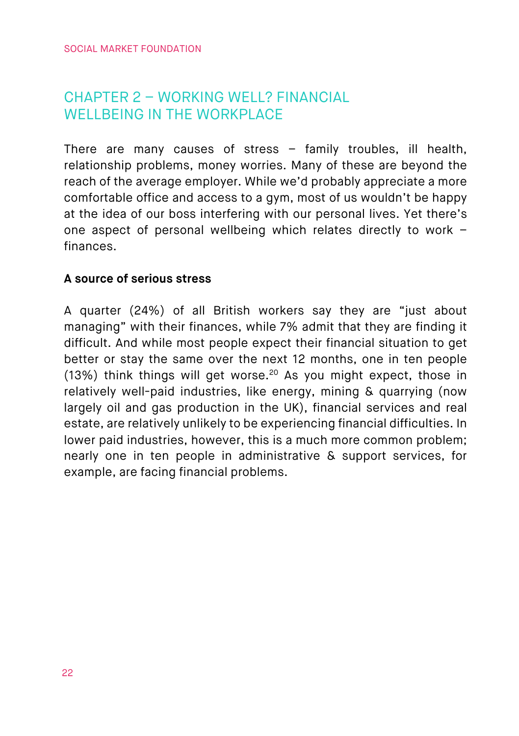# CHAPTER 2 – WORKING WELL? FINANCIAL WELLBEING IN THE WORKPLACE

There are many causes of stress – family troubles, ill health, relationship problems, money worries. Many of these are beyond the reach of the average employer. While we'd probably appreciate a more comfortable office and access to a gym, most of us wouldn't be happy at the idea of our boss interfering with our personal lives. Yet there's one aspect of personal wellbeing which relates directly to work – finances.

**A source of serious stress**

A quarter (24%) of all British workers say they are "just about managing" with their finances, while 7% admit that they are finding it difficult. And while most people expect their financial situation to get better or stay the same over the next 12 months, one in ten people (13%) think things will get worse.[20] As you might expect, those in relatively well-paid industries, like energy, mining & quarrying (now largely oil and gas production in the UK), financial services and real estate, are relatively unlikely to be experiencing financial difficulties. In lower paid industries, however, this is a much more common problem; nearly one in ten people in administrative & support services, for example, are facing financial problems.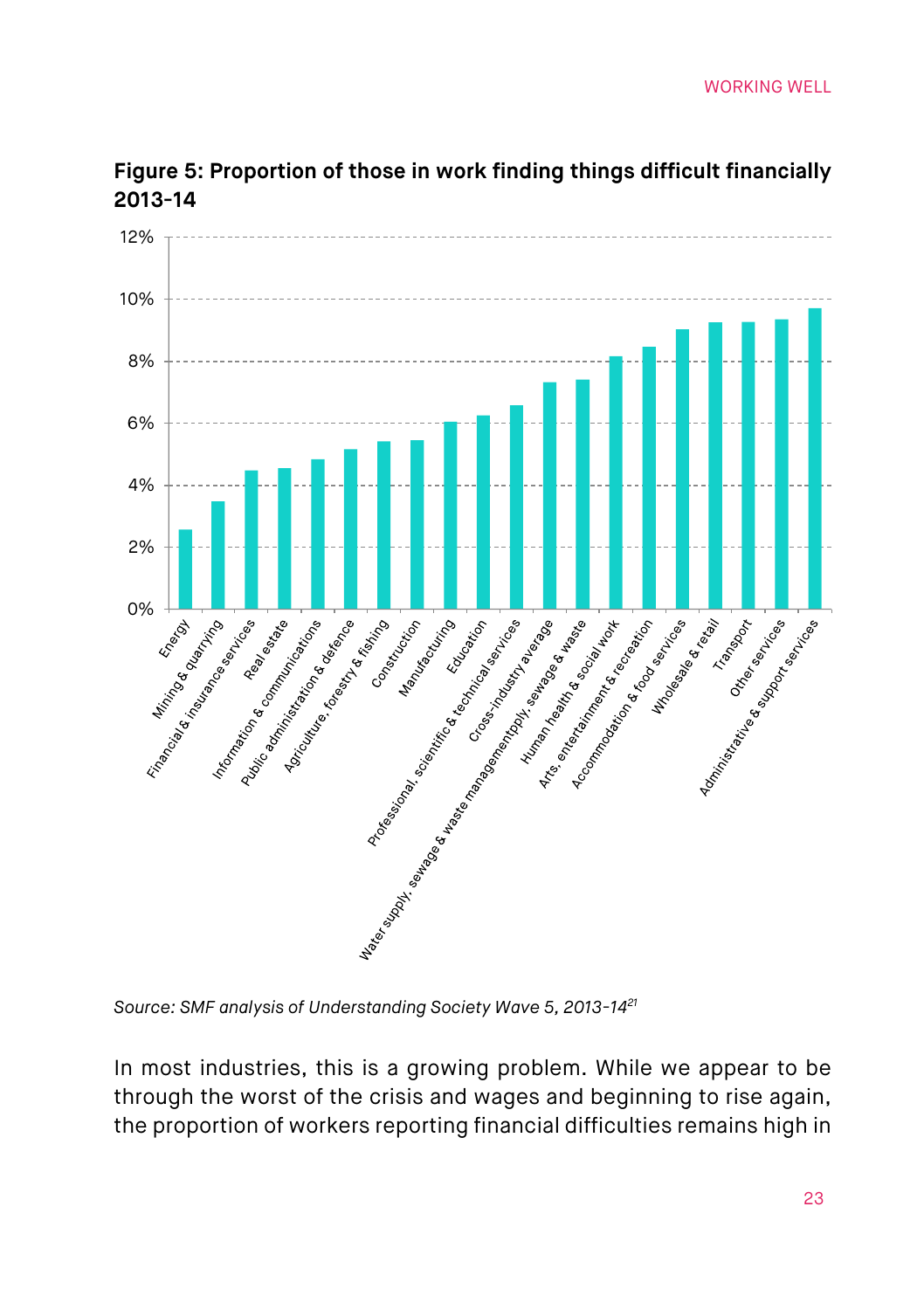**Figure 5: Proportion of those in work finding things difficult financially 2013-14**

| Industry | Proportion |
|---|---|
| Energy | 2.6% |
| Mining & quarrying | 3.5% |
| Financial & insurance services | 4.5% |
| Real estate | 4.6% |
| Information & communications | 4.8% |
| Public administration & defence | 5.2% |
| Agriculture, forestry & fishing | 5.4% |
| Construction | 5.5% |
| Manufacturing | 6.0% |
| Education | 6.3% |
| Professional, scientific & technical services | 6.6% |
| Cross-industry average | 7.3% |
| Water supply, sewage & waste managementpply, sewage & waste | 7.4% |
| Human health & social work | 8.2% |
| Arts, entertainment & recreation | 8.5% |
| Accommodation & food services | 9.0% |
| Wholesale & retail | 9.3% |
| Transport | 9.3% |
| Other services | 9.4% |
| Administrative & support services | 9.7% |

*Source: SMF analysis of Understanding Society Wave 5, 2013-14*[21]

In most industries, this is a growing problem. While we appear to be through the worst of the crisis and wages and beginning to rise again, the proportion of workers reporting financial difficulties remains high in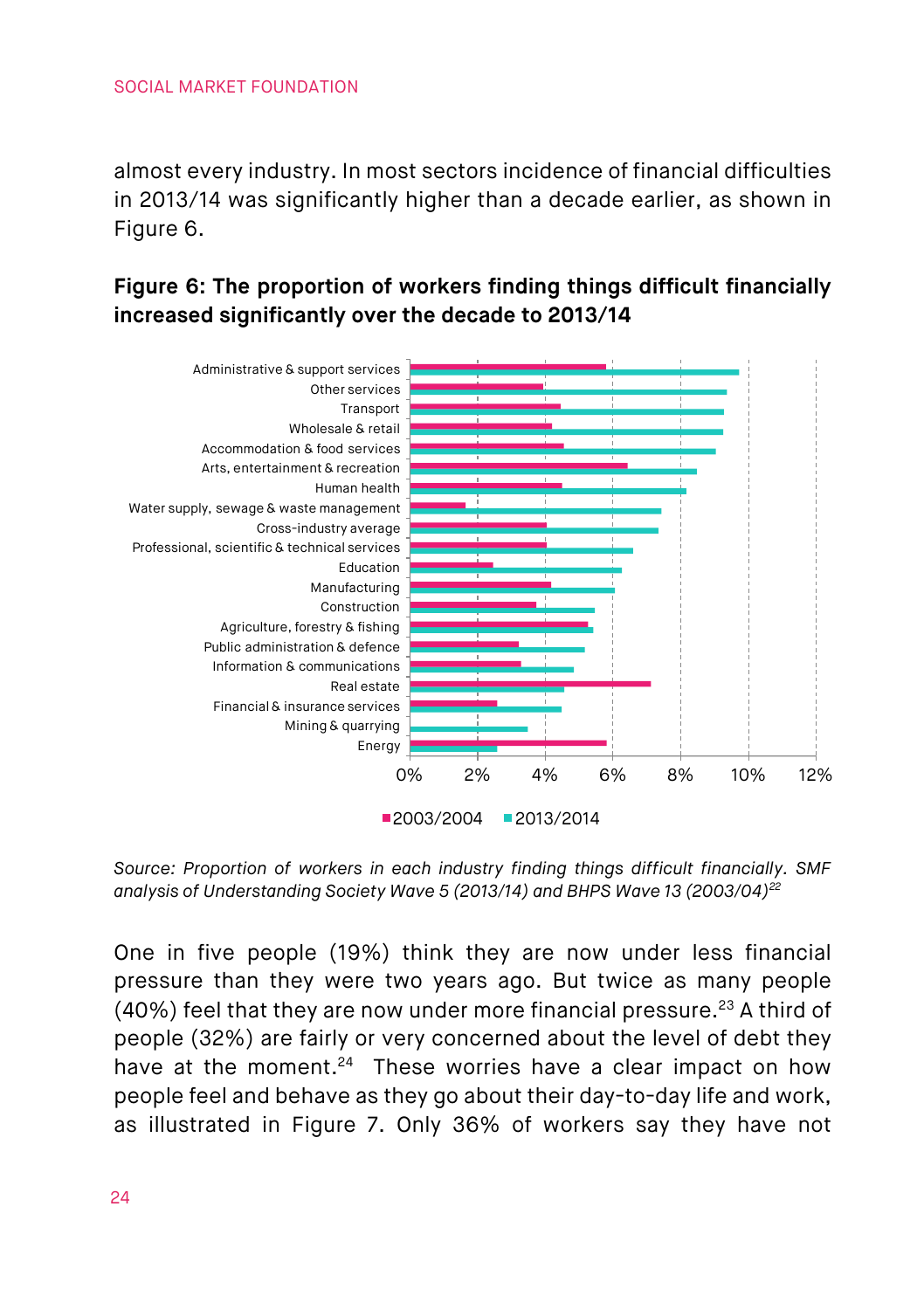almost every industry. In most sectors incidence of financial difficulties in 2013/14 was significantly higher than a decade earlier, as shown in Figure 6.

**Figure 6: The proportion of workers finding things difficult financially increased significantly over the decade to 2013/14**

Administrative & support services
Other services
Transport
Wholesale & retail
Accommodation & food services
Arts, entertainment & recreation
Human health
Water supply, sewage & waste management
Cross-industry average
Professional, scientific & technical services
Education
Manufacturing
Construction
Agriculture, forestry & fishing
Public administration & defence
Information & communications
Real estate
Financial & insurance services
Mining & quarrying
Energy

0% 2% 4% 6% 8% 10% 12%

2003/2004 2013/2014

*Source: Proportion of workers in each industry finding things difficult financially. SMF analysis of Understanding Society Wave 5 (2013/14) and BHPS Wave 13 (2003/04)*[22]

One in five people (19%) think they are now under less financial pressure than they were two years ago. But twice as many people (40%) feel that they are now under more financial pressure.[23] A third of people (32%) are fairly or very concerned about the level of debt they have at the moment.[24] These worries have a clear impact on how people feel and behave as they go about their day-to-day life and work, as illustrated in Figure 7. Only 36% of workers say they have not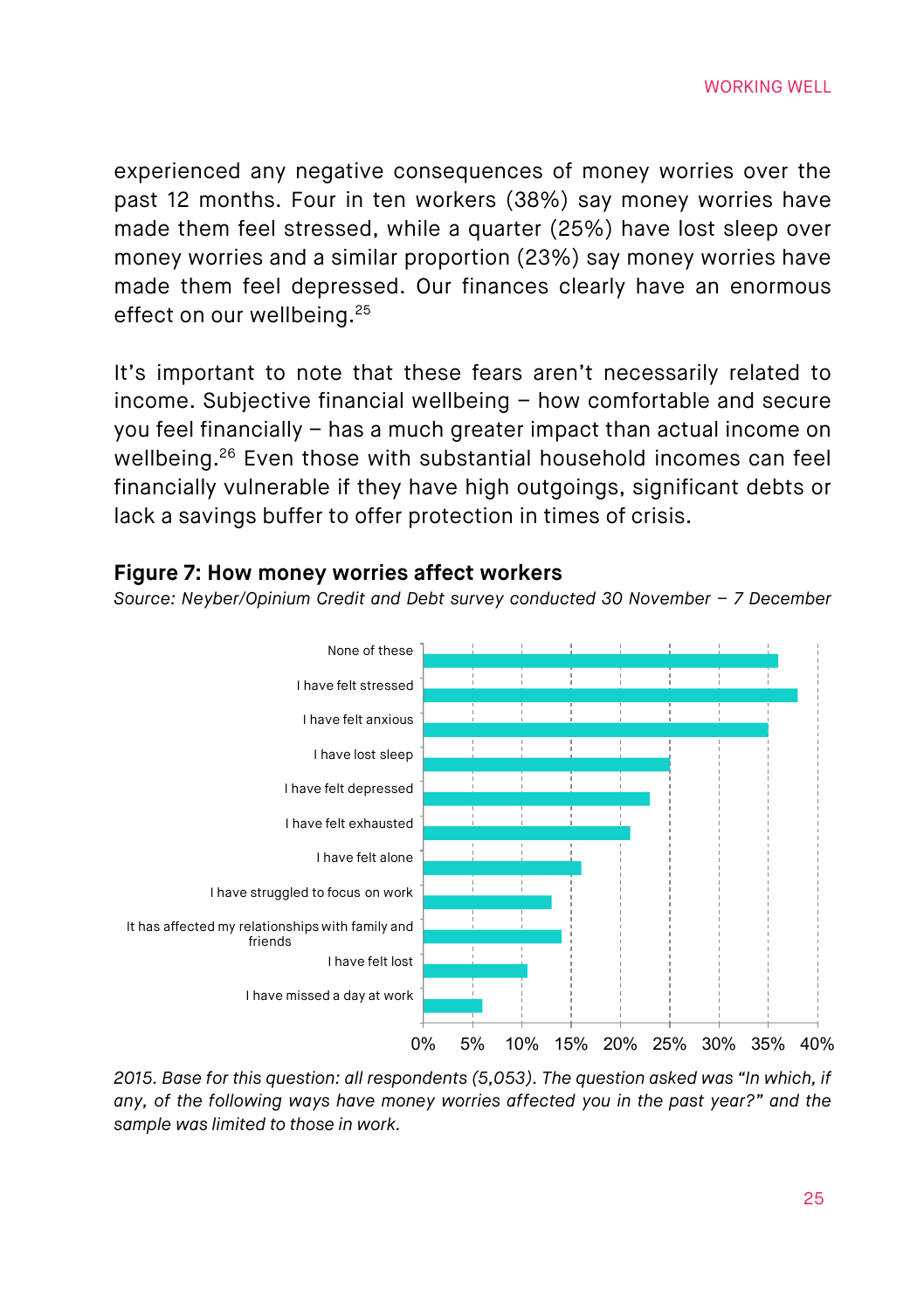experienced any negative consequences of money worries over the past 12 months. Four in ten workers (38%) say money worries have made them feel stressed, while a quarter (25%) have lost sleep over money worries and a similar proportion (23%) say money worries have made them feel depressed. Our finances clearly have an enormous effect on our wellbeing.[25]

It's important to note that these fears aren't necessarily related to income. Subjective financial wellbeing – how comfortable and secure you feel financially – has a much greater impact than actual income on wellbeing.[26] Even those with substantial household incomes can feel financially vulnerable if they have high outgoings, significant debts or lack a savings buffer to offer protection in times of crisis.

**Figure 7: How money worries affect workers**

*Source: Neyber/Opinium Credit and Debt survey conducted 30 November – 7 December*

| Response | Approximate % |
| --- | --- |
| None of these | 36% |
| I have felt stressed | 38% |
| I have felt anxious | 35% |
| I have lost sleep | 25% |
| I have felt depressed | 23% |
| I have felt exhausted | 21% |
| I have felt alone | 16% |
| I have struggled to focus on work | 13% |
| It has affected my relationships with family and friends | 14% |
| I have felt lost | 10.5% |
| I have missed a day at work | 6% |

*2015. Base for this question: all respondents (5,053). The question asked was "In which, if any, of the following ways have money worries affected you in the past year?" and the sample was limited to those in work.*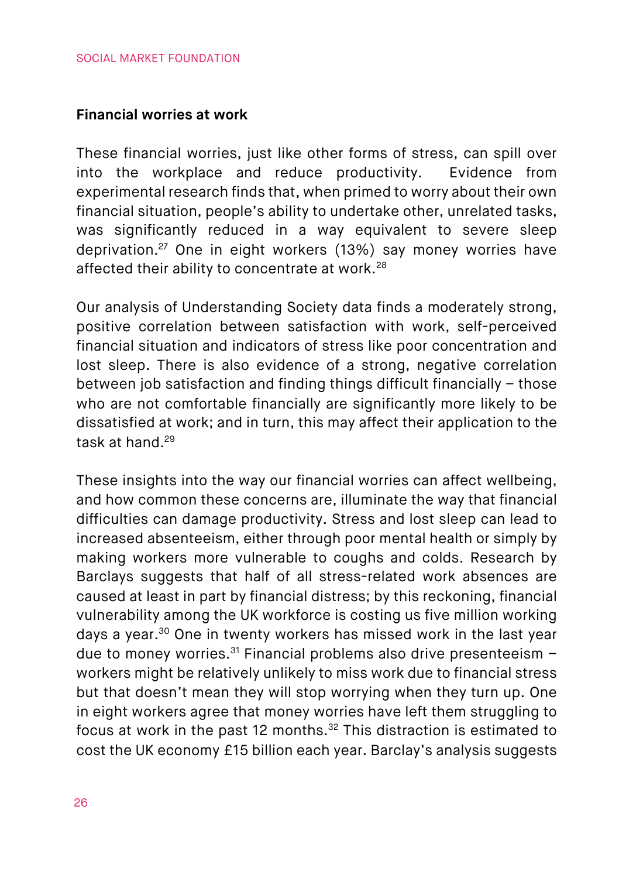**Financial worries at work**

These financial worries, just like other forms of stress, can spill over into the workplace and reduce productivity. Evidence from experimental research finds that, when primed to worry about their own financial situation, people's ability to undertake other, unrelated tasks, was significantly reduced in a way equivalent to severe sleep deprivation.[27] One in eight workers (13%) say money worries have affected their ability to concentrate at work.[28]

Our analysis of Understanding Society data finds a moderately strong, positive correlation between satisfaction with work, self-perceived financial situation and indicators of stress like poor concentration and lost sleep. There is also evidence of a strong, negative correlation between job satisfaction and finding things difficult financially – those who are not comfortable financially are significantly more likely to be dissatisfied at work; and in turn, this may affect their application to the task at hand.[29]

These insights into the way our financial worries can affect wellbeing, and how common these concerns are, illuminate the way that financial difficulties can damage productivity. Stress and lost sleep can lead to increased absenteeism, either through poor mental health or simply by making workers more vulnerable to coughs and colds. Research by Barclays suggests that half of all stress-related work absences are caused at least in part by financial distress; by this reckoning, financial vulnerability among the UK workforce is costing us five million working days a year.[30] One in twenty workers has missed work in the last year due to money worries.[31] Financial problems also drive presenteeism – workers might be relatively unlikely to miss work due to financial stress but that doesn't mean they will stop worrying when they turn up. One in eight workers agree that money worries have left them struggling to focus at work in the past 12 months.[32] This distraction is estimated to cost the UK economy £15 billion each year. Barclay's analysis suggests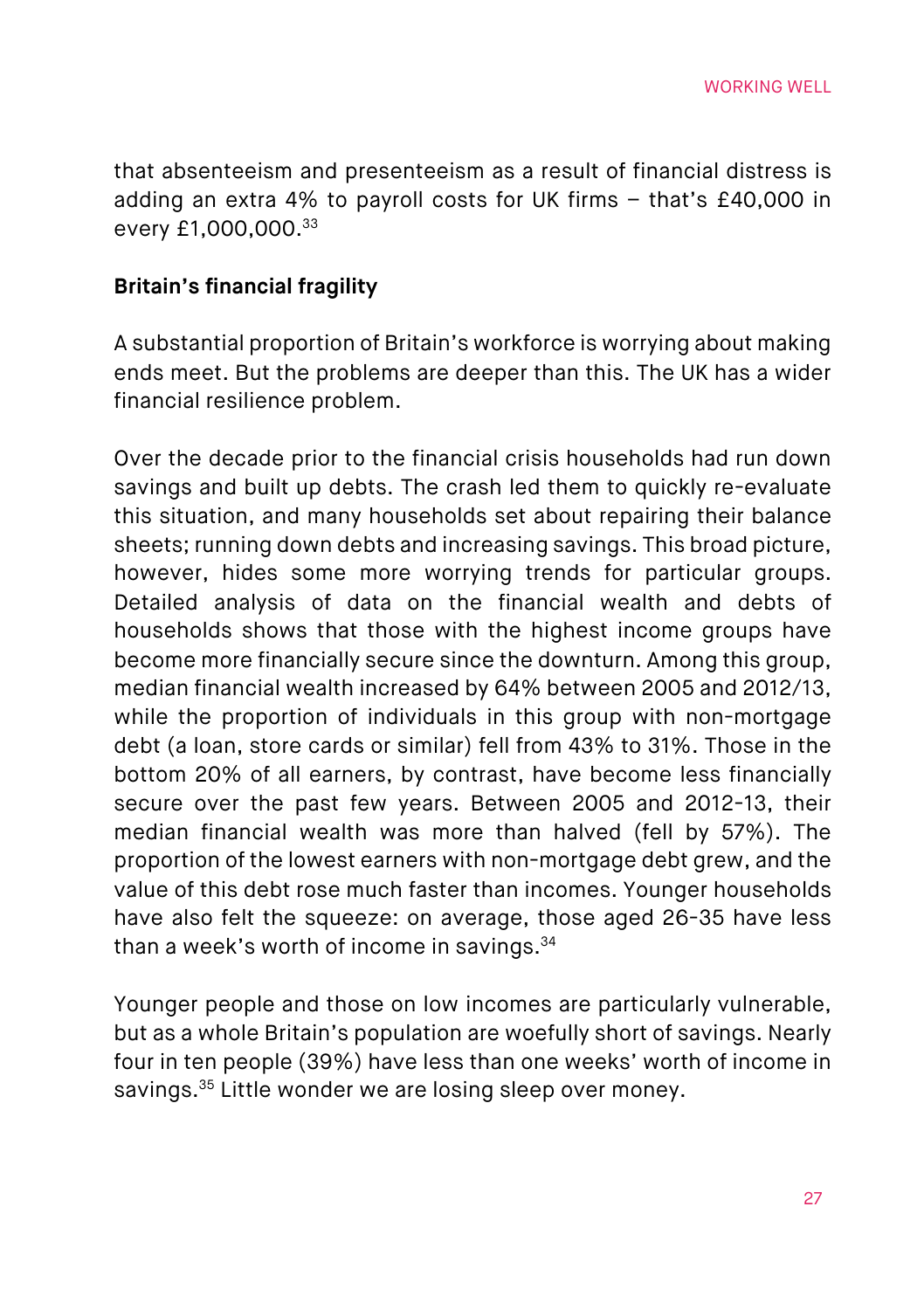that absenteeism and presenteeism as a result of financial distress is adding an extra 4% to payroll costs for UK firms – that's £40,000 in every £1,000,000.[33]

**Britain's financial fragility**

A substantial proportion of Britain's workforce is worrying about making ends meet. But the problems are deeper than this. The UK has a wider financial resilience problem.

Over the decade prior to the financial crisis households had run down savings and built up debts. The crash led them to quickly re-evaluate this situation, and many households set about repairing their balance sheets; running down debts and increasing savings. This broad picture, however, hides some more worrying trends for particular groups. Detailed analysis of data on the financial wealth and debts of households shows that those with the highest income groups have become more financially secure since the downturn. Among this group, median financial wealth increased by 64% between 2005 and 2012/13, while the proportion of individuals in this group with non-mortgage debt (a loan, store cards or similar) fell from 43% to 31%. Those in the bottom 20% of all earners, by contrast, have become less financially secure over the past few years. Between 2005 and 2012-13, their median financial wealth was more than halved (fell by 57%). The proportion of the lowest earners with non-mortgage debt grew, and the value of this debt rose much faster than incomes. Younger households have also felt the squeeze: on average, those aged 26-35 have less than a week's worth of income in savings.[34]

Younger people and those on low incomes are particularly vulnerable, but as a whole Britain's population are woefully short of savings. Nearly four in ten people (39%) have less than one weeks' worth of income in savings.[35] Little wonder we are losing sleep over money.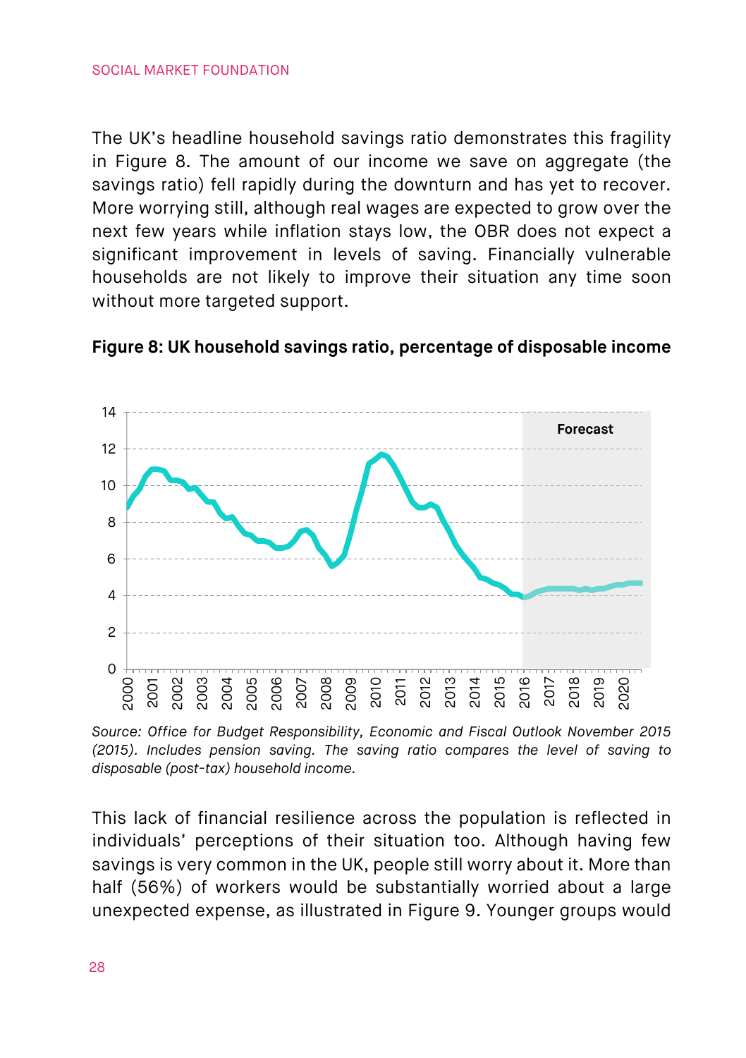The UK's headline household savings ratio demonstrates this fragility in Figure 8. The amount of our income we save on aggregate (the savings ratio) fell rapidly during the downturn and has yet to recover. More worrying still, although real wages are expected to grow over the next few years while inflation stays low, the OBR does not expect a significant improvement in levels of saving. Financially vulnerable households are not likely to improve their situation any time soon without more targeted support.

**Figure 8: UK household savings ratio, percentage of disposable income**

*Source: Office for Budget Responsibility, Economic and Fiscal Outlook November 2015 (2015). Includes pension saving. The saving ratio compares the level of saving to disposable (post-tax) household income.*

This lack of financial resilience across the population is reflected in individuals' perceptions of their situation too. Although having few savings is very common in the UK, people still worry about it. More than half (56%) of workers would be substantially worried about a large unexpected expense, as illustrated in Figure 9. Younger groups would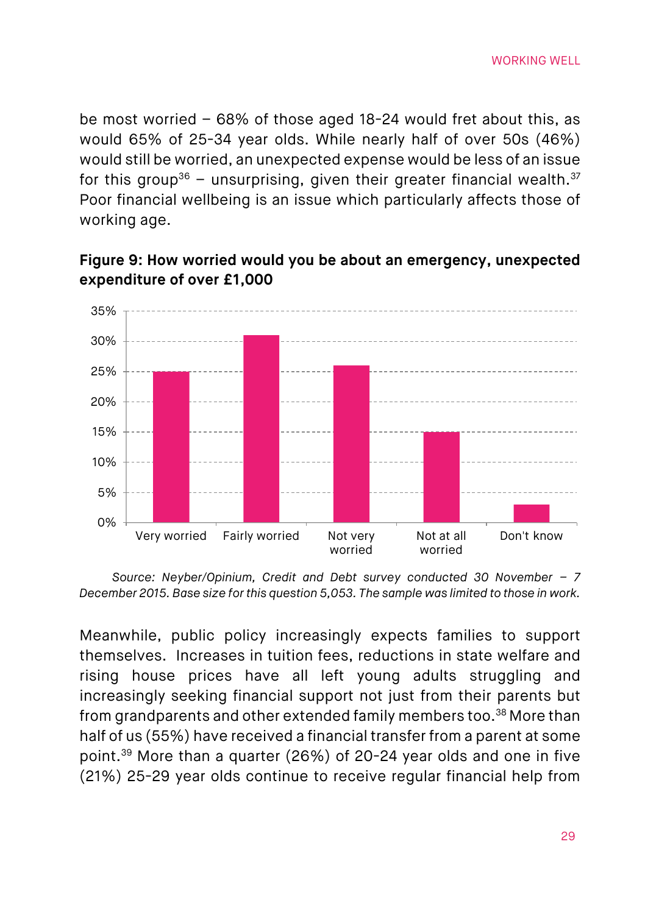be most worried – 68% of those aged 18-24 would fret about this, as would 65% of 25-34 year olds. While nearly half of over 50s (46%) would still be worried, an unexpected expense would be less of an issue for this group[36] – unsurprising, given their greater financial wealth.[37] Poor financial wellbeing is an issue which particularly affects those of working age.

**Figure 9: How worried would you be about an emergency, unexpected expenditure of over £1,000**

| Response | Percentage |
|---|---|
| Very worried | 25% |
| Fairly worried | 31% |
| Not very worried | 26% |
| Not at all worried | 15% |
| Don't know | 3% |

*Source: Neyber/Opinium, Credit and Debt survey conducted 30 November – 7 December 2015. Base size for this question 5,053. The sample was limited to those in work.*

Meanwhile, public policy increasingly expects families to support themselves. Increases in tuition fees, reductions in state welfare and rising house prices have all left young adults struggling and increasingly seeking financial support not just from their parents but from grandparents and other extended family members too.[38] More than half of us (55%) have received a financial transfer from a parent at some point.[39] More than a quarter (26%) of 20-24 year olds and one in five (21%) 25-29 year olds continue to receive regular financial help from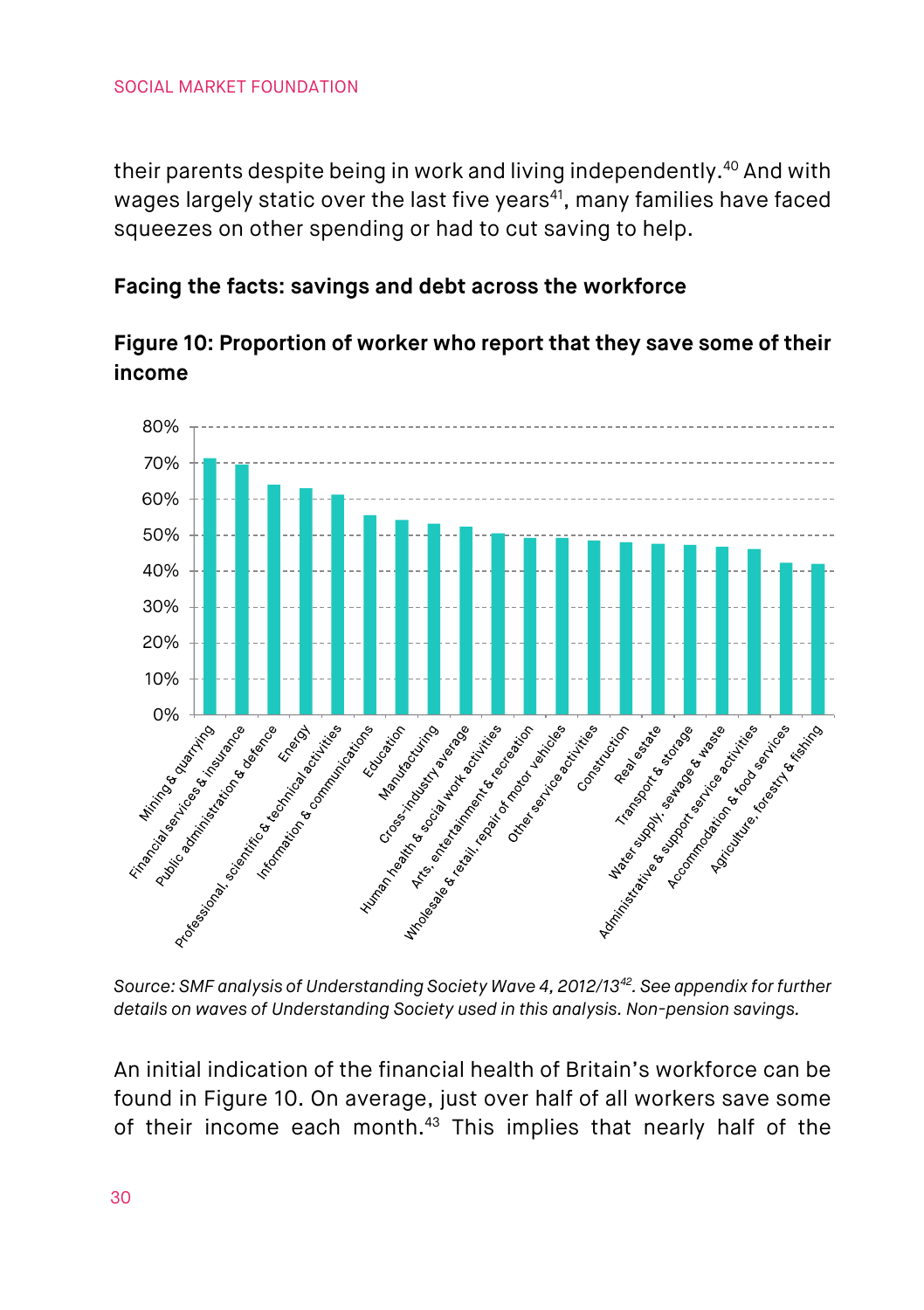their parents despite being in work and living independently.[40] And with wages largely static over the last five years[41], many families have faced squeezes on other spending or had to cut saving to help.

### Facing the facts: savings and debt across the workforce

**Figure 10: Proportion of worker who report that they save some of their income**

*Source: SMF analysis of Understanding Society Wave 4, 2012/13[42]. See appendix for further details on waves of Understanding Society used in this analysis. Non-pension savings.*

An initial indication of the financial health of Britain's workforce can be found in Figure 10. On average, just over half of all workers save some of their income each month.[43] This implies that nearly half of the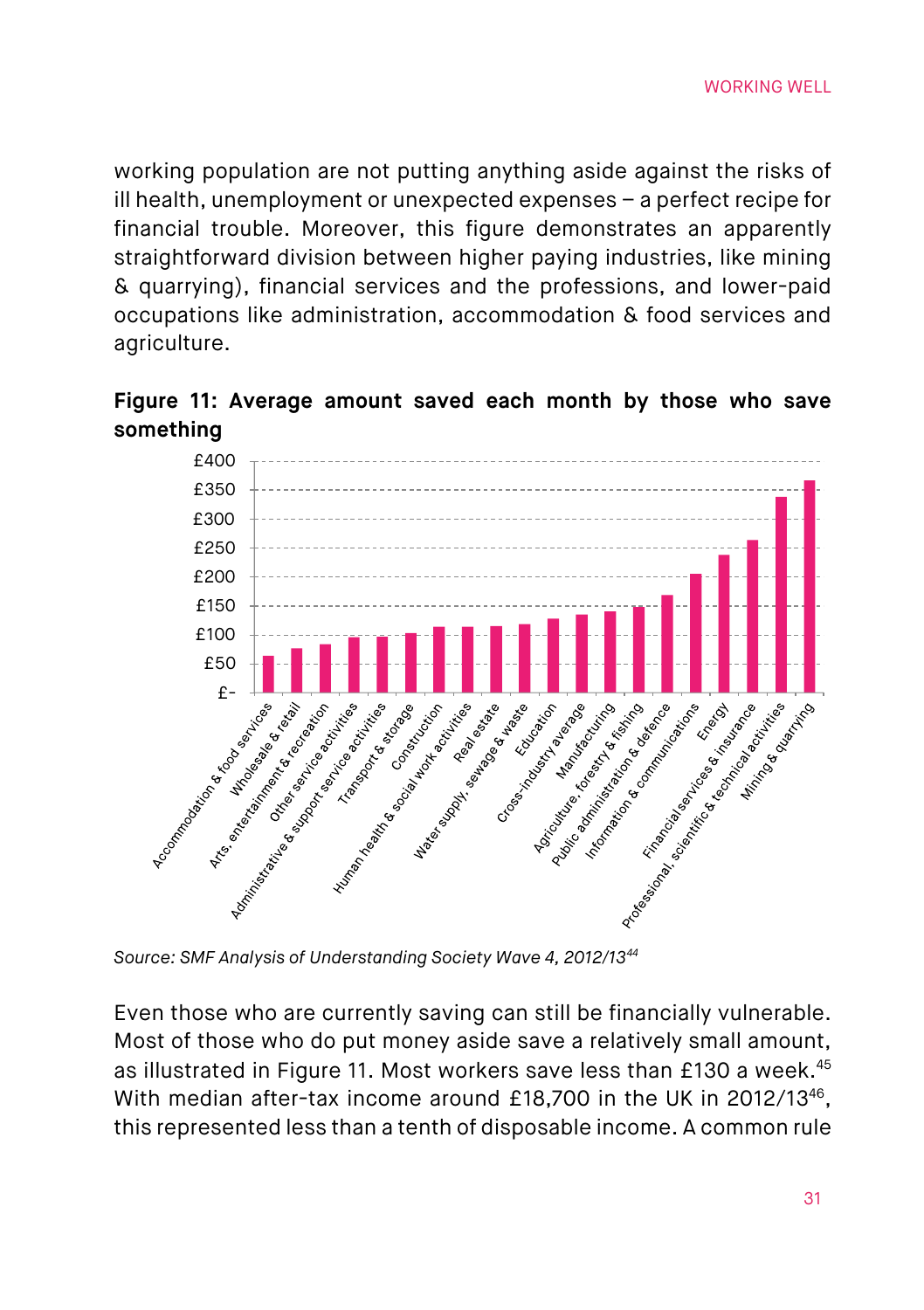working population are not putting anything aside against the risks of ill health, unemployment or unexpected expenses – a perfect recipe for financial trouble. Moreover, this figure demonstrates an apparently straightforward division between higher paying industries, like mining & quarrying), financial services and the professions, and lower-paid occupations like administration, accommodation & food services and agriculture.

**Figure 11: Average amount saved each month by those who save something**

Source: SMF Analysis of Understanding Society Wave 4, 2012/13[44]

Even those who are currently saving can still be financially vulnerable. Most of those who do put money aside save a relatively small amount, as illustrated in Figure 11. Most workers save less than £130 a week.[45] With median after-tax income around £18,700 in the UK in 2012/13[46], this represented less than a tenth of disposable income. A common rule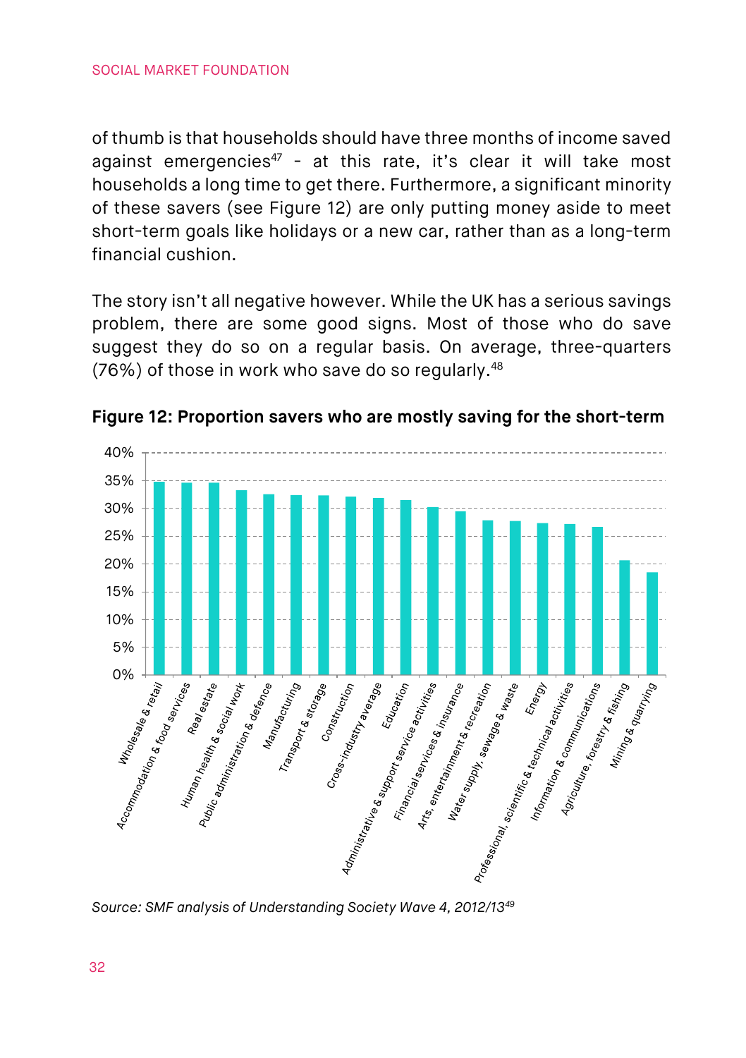of thumb is that households should have three months of income saved against emergencies[47] - at this rate, it's clear it will take most households a long time to get there. Furthermore, a significant minority of these savers (see Figure 12) are only putting money aside to meet short-term goals like holidays or a new car, rather than as a long-term financial cushion.

The story isn't all negative however. While the UK has a serious savings problem, there are some good signs. Most of those who do save suggest they do so on a regular basis. On average, three-quarters (76%) of those in work who save do so regularly.[48]

**Figure 12: Proportion savers who are mostly saving for the short-term**

*Source: SMF analysis of Understanding Society Wave 4, 2012/13[49]*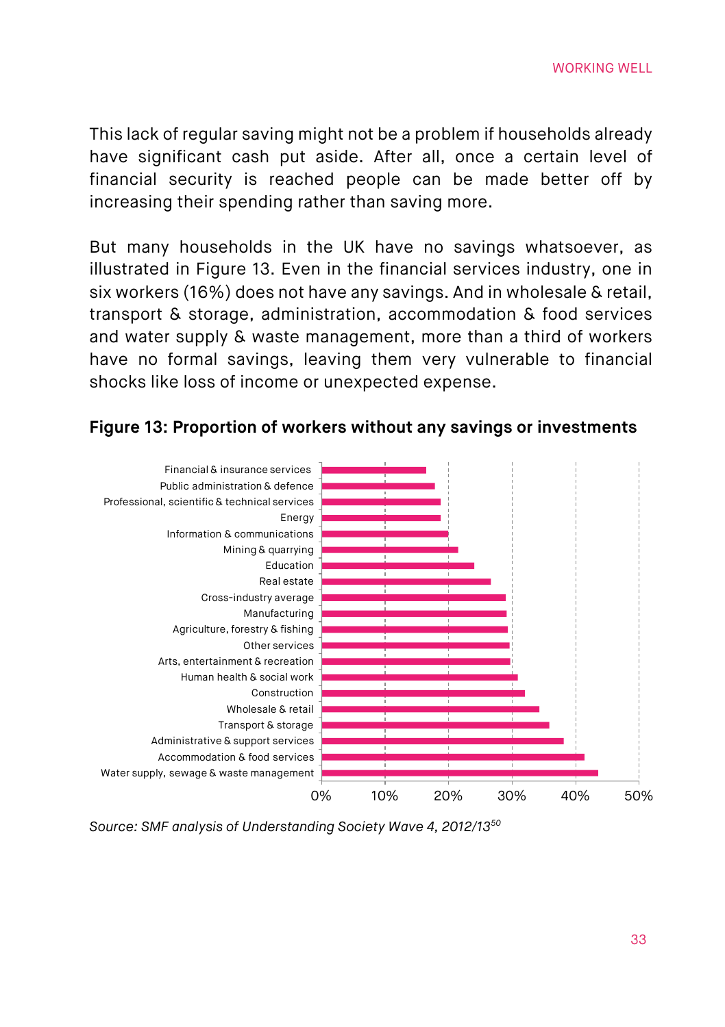This lack of regular saving might not be a problem if households already have significant cash put aside. After all, once a certain level of financial security is reached people can be made better off by increasing their spending rather than saving more.

But many households in the UK have no savings whatsoever, as illustrated in Figure 13. Even in the financial services industry, one in six workers (16%) does not have any savings. And in wholesale & retail, transport & storage, administration, accommodation & food services and water supply & waste management, more than a third of workers have no formal savings, leaving them very vulnerable to financial shocks like loss of income or unexpected expense.

**Figure 13: Proportion of workers without any savings or investments**

*Source: SMF analysis of Understanding Society Wave 4, 2012/13*[50]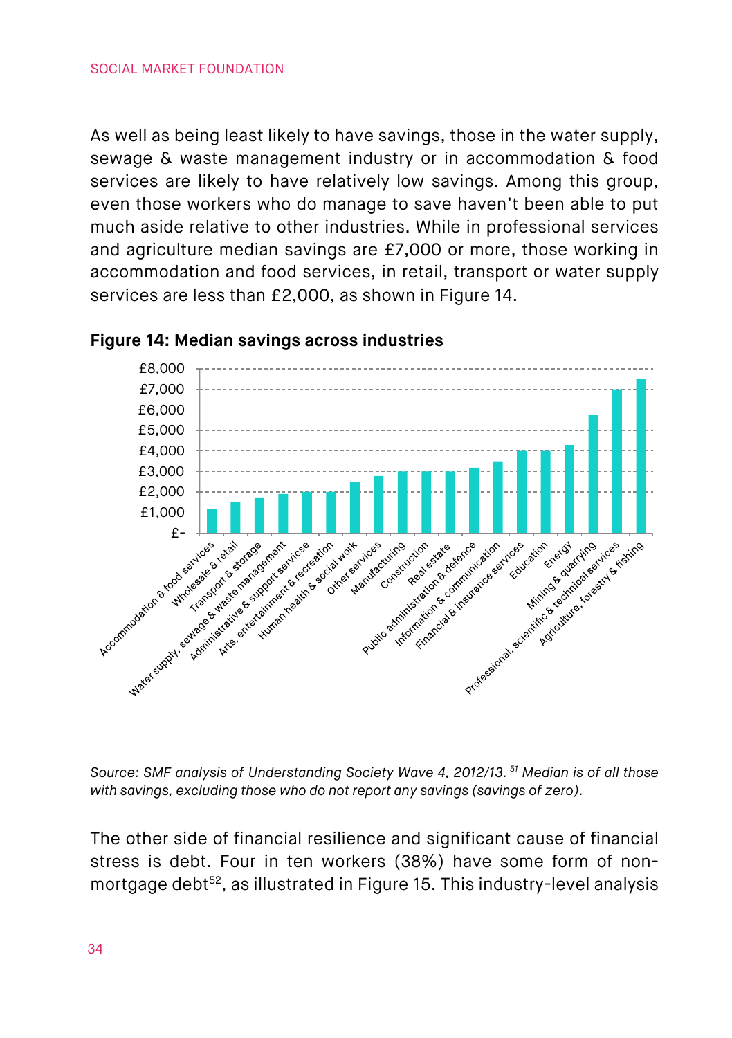As well as being least likely to have savings, those in the water supply, sewage & waste management industry or in accommodation & food services are likely to have relatively low savings. Among this group, even those workers who do manage to save haven't been able to put much aside relative to other industries. While in professional services and agriculture median savings are £7,000 or more, those working in accommodation and food services, in retail, transport or water supply services are less than £2,000, as shown in Figure 14.

**Figure 14: Median savings across industries**

*Source: SMF analysis of Understanding Society Wave 4, 2012/13.*[51] *Median is of all those with savings, excluding those who do not report any savings (savings of zero).*

The other side of financial resilience and significant cause of financial stress is debt. Four in ten workers (38%) have some form of non-mortgage debt[52], as illustrated in Figure 15. This industry-level analysis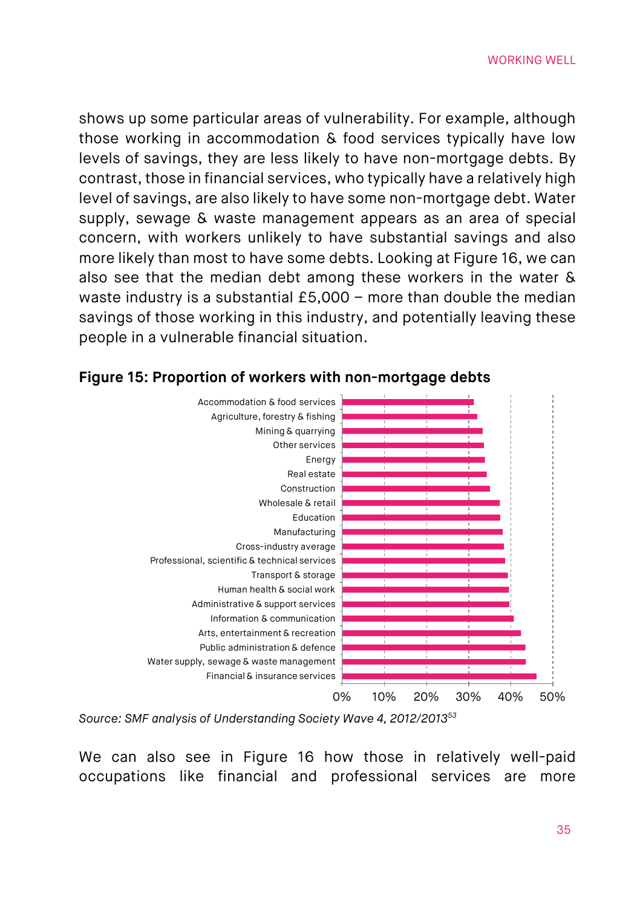shows up some particular areas of vulnerability. For example, although those working in accommodation & food services typically have low levels of savings, they are less likely to have non-mortgage debts. By contrast, those in financial services, who typically have a relatively high level of savings, are also likely to have some non-mortgage debt. Water supply, sewage & waste management appears as an area of special concern, with workers unlikely to have substantial savings and also more likely than most to have some debts. Looking at Figure 16, we can also see that the median debt among these workers in the water & waste industry is a substantial £5,000 – more than double the median savings of those working in this industry, and potentially leaving these people in a vulnerable financial situation.

**Figure 15: Proportion of workers with non-mortgage debts**

Accommodation & food services
Agriculture, forestry & fishing
Mining & quarrying
Other services
Energy
Real estate
Construction
Wholesale & retail
Education
Manufacturing
Cross-industry average
Professional, scientific & technical services
Transport & storage
Human health & social work
Administrative & support services
Information & communication
Arts, entertainment & recreation
Public administration & defence
Water supply, sewage & waste management
Financial & insurance services

0% 10% 20% 30% 40% 50%

*Source: SMF analysis of Understanding Society Wave 4, 2012/2013*[53]

We can also see in Figure 16 how those in relatively well-paid occupations like financial and professional services are more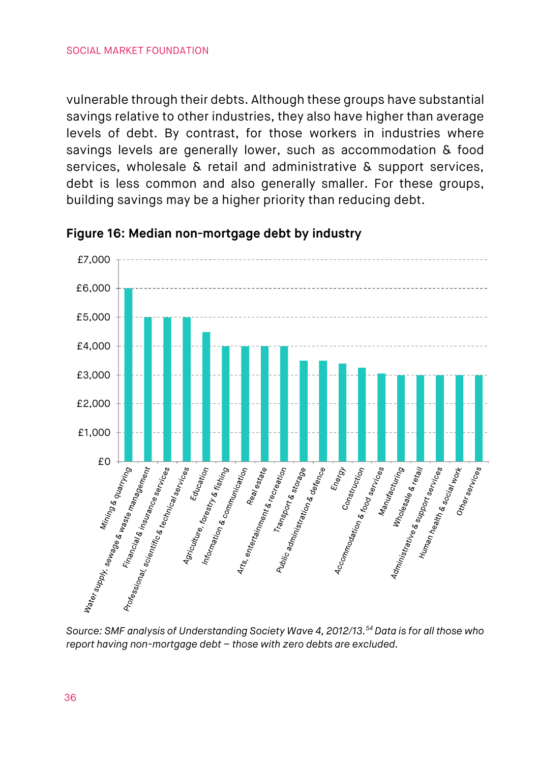vulnerable through their debts. Although these groups have substantial savings relative to other industries, they also have higher than average levels of debt. By contrast, for those workers in industries where savings levels are generally lower, such as accommodation & food services, wholesale & retail and administrative & support services, debt is less common and also generally smaller. For these groups, building savings may be a higher priority than reducing debt.

**Figure 16: Median non-mortgage debt by industry**

| Industry | Median non-mortgage debt |
|---|---|
| Mining & quarrying | £6,000 |
| Water supply, sewage & waste management | £5,000 |
| Financial & insurance services | £5,000 |
| Professional, scientific & technical services | £5,000 |
| Education | £4,500 |
| Agriculture, forestry & fishing | £4,000 |
| Information & communication | £4,000 |
| Real estate | £4,000 |
| Arts, entertainment & recreation | £4,000 |
| Transport & storage | £3,500 |
| Public administration & defence | £3,500 |
| Energy | £3,400 |
| Construction | £3,250 |
| Accommodation & food services | £3,050 |
| Manufacturing | £3,000 |
| Wholesale & retail | £3,000 |
| Administrative & support services | £3,000 |
| Human health & social work | £3,000 |
| Other services | £3,000 |

*Source: SMF analysis of Understanding Society Wave 4, 2012/13.[54] Data is for all those who report having non-mortgage debt – those with zero debts are excluded.*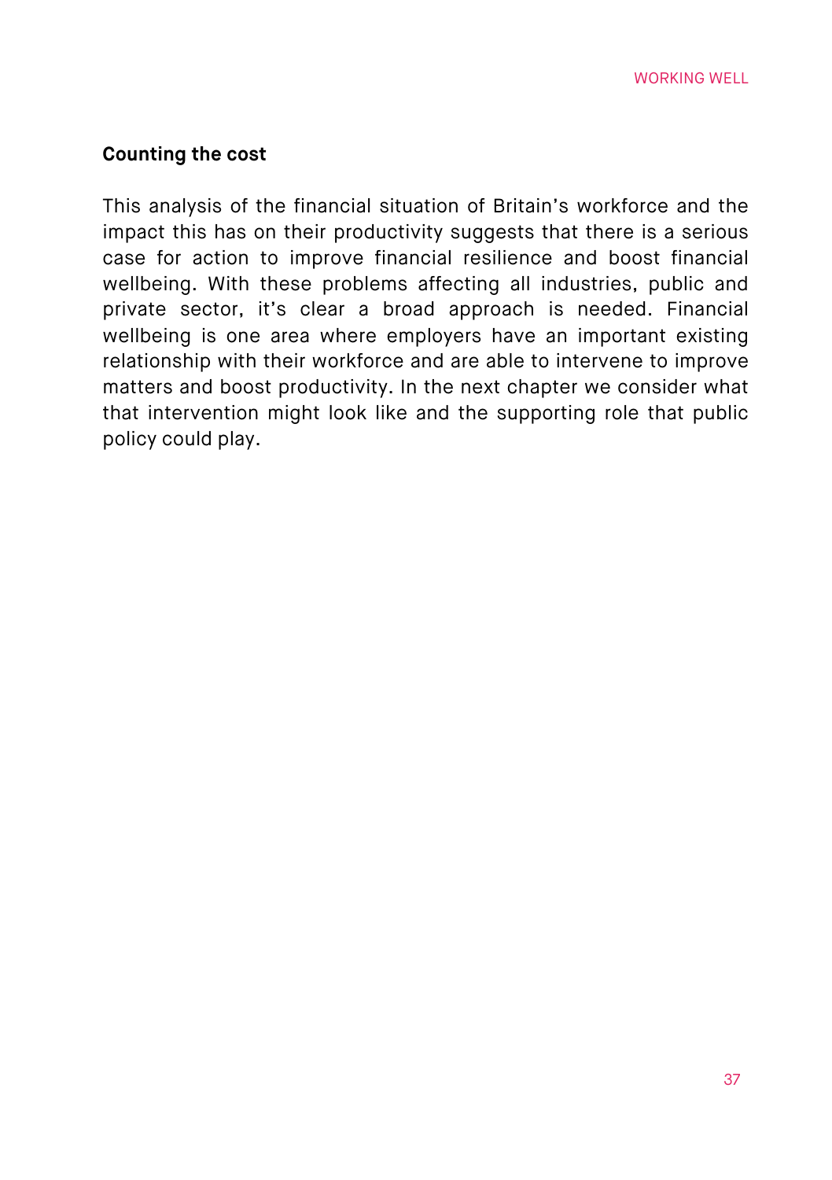### Counting the cost

This analysis of the financial situation of Britain's workforce and the impact this has on their productivity suggests that there is a serious case for action to improve financial resilience and boost financial wellbeing. With these problems affecting all industries, public and private sector, it's clear a broad approach is needed. Financial wellbeing is one area where employers have an important existing relationship with their workforce and are able to intervene to improve matters and boost productivity. In the next chapter we consider what that intervention might look like and the supporting role that public policy could play.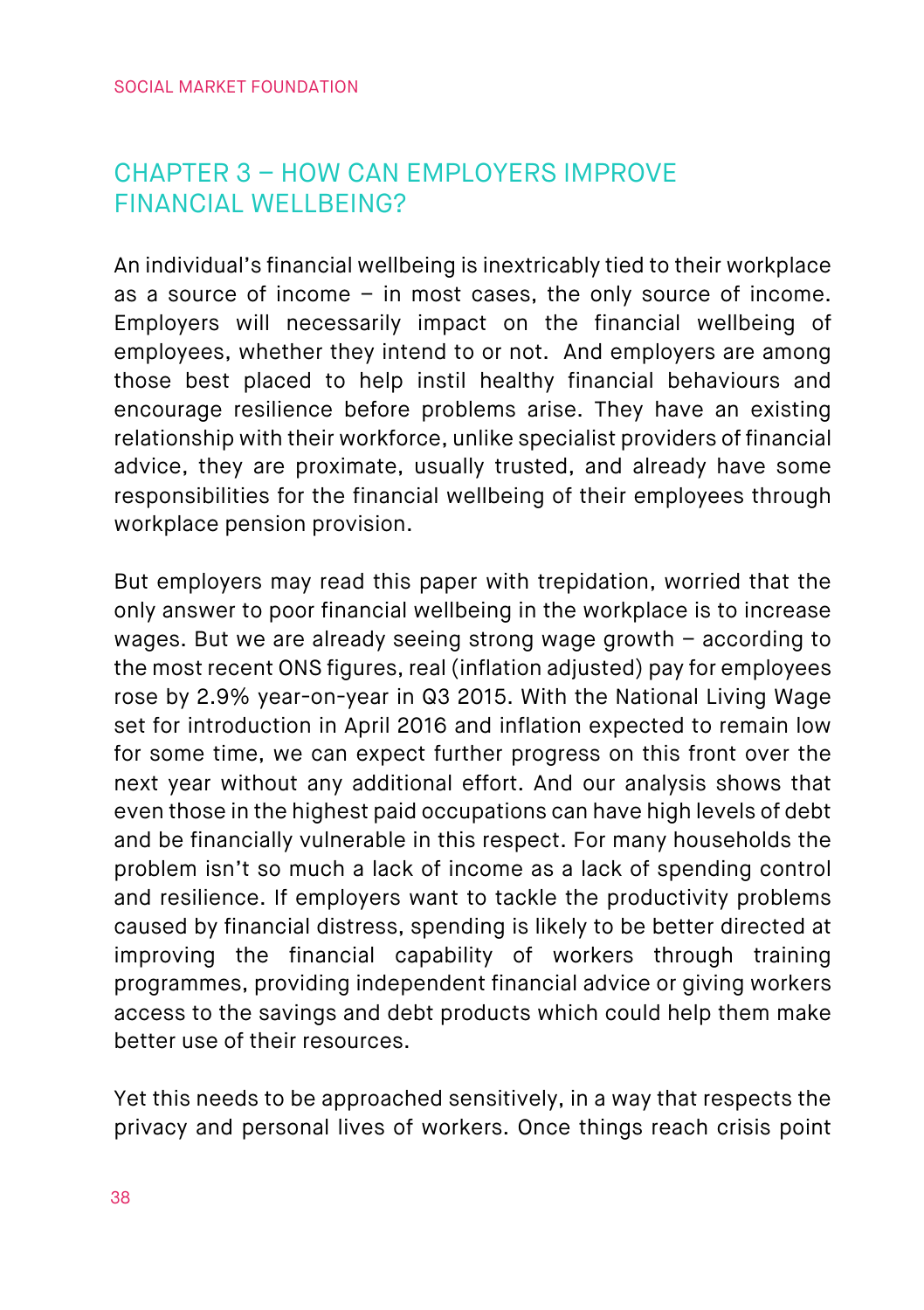# CHAPTER 3 – HOW CAN EMPLOYERS IMPROVE FINANCIAL WELLBEING?

An individual's financial wellbeing is inextricably tied to their workplace as a source of income – in most cases, the only source of income. Employers will necessarily impact on the financial wellbeing of employees, whether they intend to or not. And employers are among those best placed to help instil healthy financial behaviours and encourage resilience before problems arise. They have an existing relationship with their workforce, unlike specialist providers of financial advice, they are proximate, usually trusted, and already have some responsibilities for the financial wellbeing of their employees through workplace pension provision.

But employers may read this paper with trepidation, worried that the only answer to poor financial wellbeing in the workplace is to increase wages. But we are already seeing strong wage growth – according to the most recent ONS figures, real (inflation adjusted) pay for employees rose by 2.9% year-on-year in Q3 2015. With the National Living Wage set for introduction in April 2016 and inflation expected to remain low for some time, we can expect further progress on this front over the next year without any additional effort. And our analysis shows that even those in the highest paid occupations can have high levels of debt and be financially vulnerable in this respect. For many households the problem isn't so much a lack of income as a lack of spending control and resilience. If employers want to tackle the productivity problems caused by financial distress, spending is likely to be better directed at improving the financial capability of workers through training programmes, providing independent financial advice or giving workers access to the savings and debt products which could help them make better use of their resources.

Yet this needs to be approached sensitively, in a way that respects the privacy and personal lives of workers. Once things reach crisis point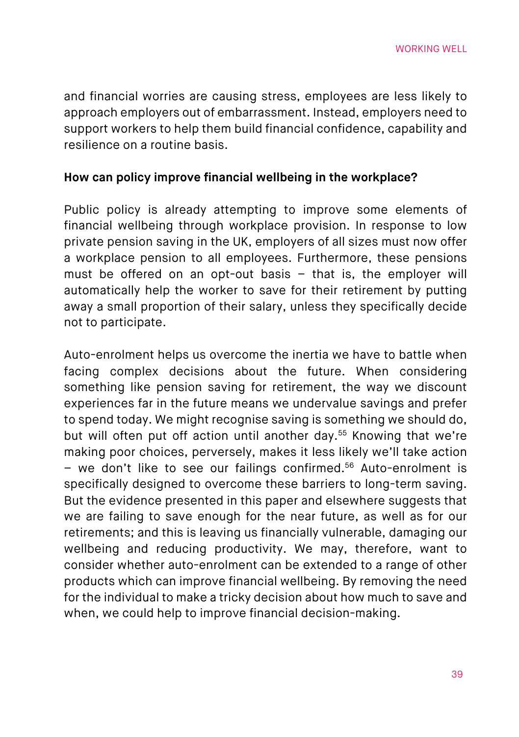and financial worries are causing stress, employees are less likely to approach employers out of embarrassment. Instead, employers need to support workers to help them build financial confidence, capability and resilience on a routine basis.

**How can policy improve financial wellbeing in the workplace?**

Public policy is already attempting to improve some elements of financial wellbeing through workplace provision. In response to low private pension saving in the UK, employers of all sizes must now offer a workplace pension to all employees. Furthermore, these pensions must be offered on an opt-out basis – that is, the employer will automatically help the worker to save for their retirement by putting away a small proportion of their salary, unless they specifically decide not to participate.

Auto-enrolment helps us overcome the inertia we have to battle when facing complex decisions about the future. When considering something like pension saving for retirement, the way we discount experiences far in the future means we undervalue savings and prefer to spend today. We might recognise saving is something we should do, but will often put off action until another day.[55] Knowing that we're making poor choices, perversely, makes it less likely we'll take action – we don't like to see our failings confirmed.[56] Auto-enrolment is specifically designed to overcome these barriers to long-term saving. But the evidence presented in this paper and elsewhere suggests that we are failing to save enough for the near future, as well as for our retirements; and this is leaving us financially vulnerable, damaging our wellbeing and reducing productivity. We may, therefore, want to consider whether auto-enrolment can be extended to a range of other products which can improve financial wellbeing. By removing the need for the individual to make a tricky decision about how much to save and when, we could help to improve financial decision-making.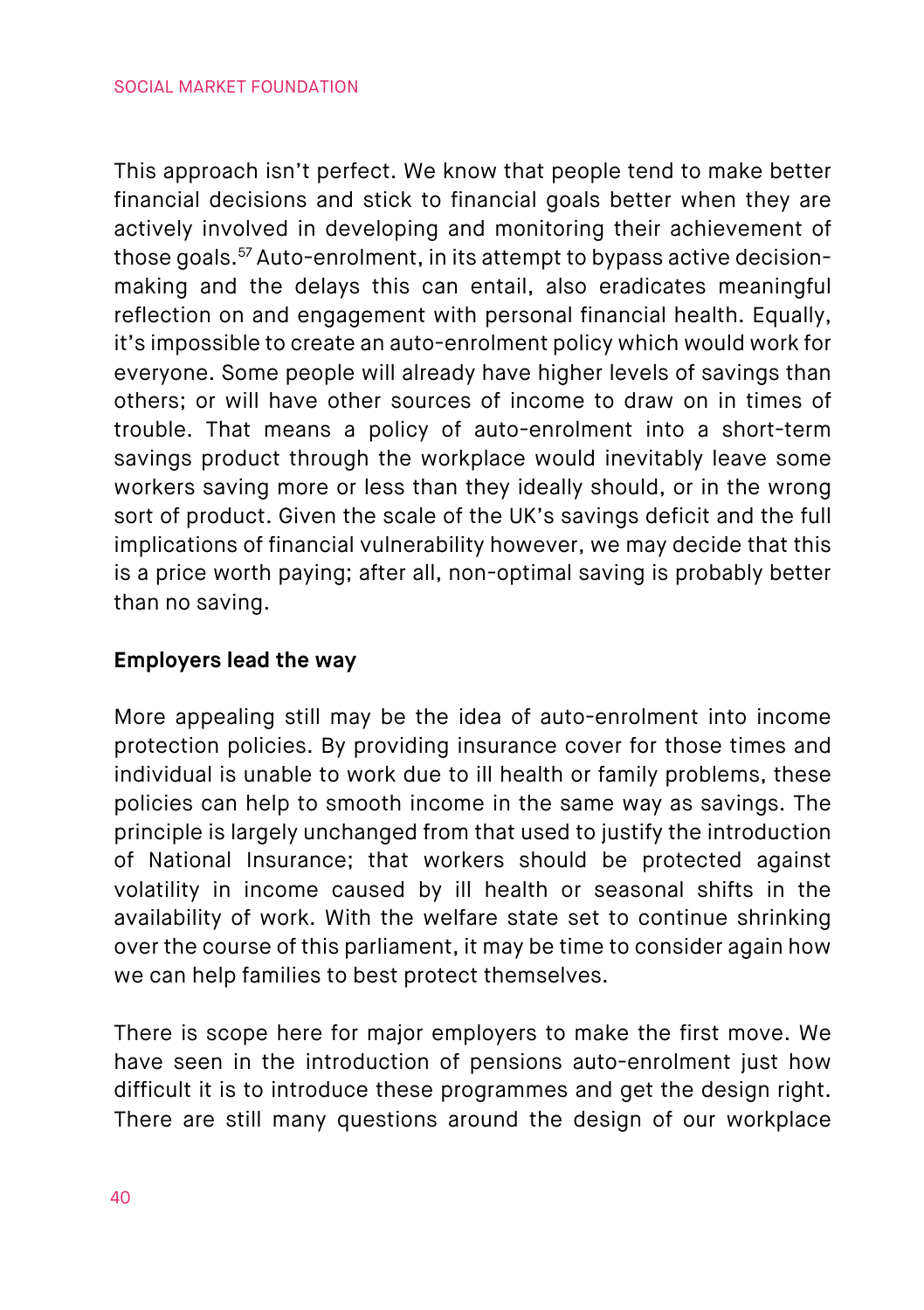This approach isn't perfect. We know that people tend to make better financial decisions and stick to financial goals better when they are actively involved in developing and monitoring their achievement of those goals.[57] Auto-enrolment, in its attempt to bypass active decision-making and the delays this can entail, also eradicates meaningful reflection on and engagement with personal financial health. Equally, it's impossible to create an auto-enrolment policy which would work for everyone. Some people will already have higher levels of savings than others; or will have other sources of income to draw on in times of trouble. That means a policy of auto-enrolment into a short-term savings product through the workplace would inevitably leave some workers saving more or less than they ideally should, or in the wrong sort of product. Given the scale of the UK's savings deficit and the full implications of financial vulnerability however, we may decide that this is a price worth paying; after all, non-optimal saving is probably better than no saving.

**Employers lead the way**

More appealing still may be the idea of auto-enrolment into income protection policies. By providing insurance cover for those times and individual is unable to work due to ill health or family problems, these policies can help to smooth income in the same way as savings. The principle is largely unchanged from that used to justify the introduction of National Insurance; that workers should be protected against volatility in income caused by ill health or seasonal shifts in the availability of work. With the welfare state set to continue shrinking over the course of this parliament, it may be time to consider again how we can help families to best protect themselves.

There is scope here for major employers to make the first move. We have seen in the introduction of pensions auto-enrolment just how difficult it is to introduce these programmes and get the design right. There are still many questions around the design of our workplace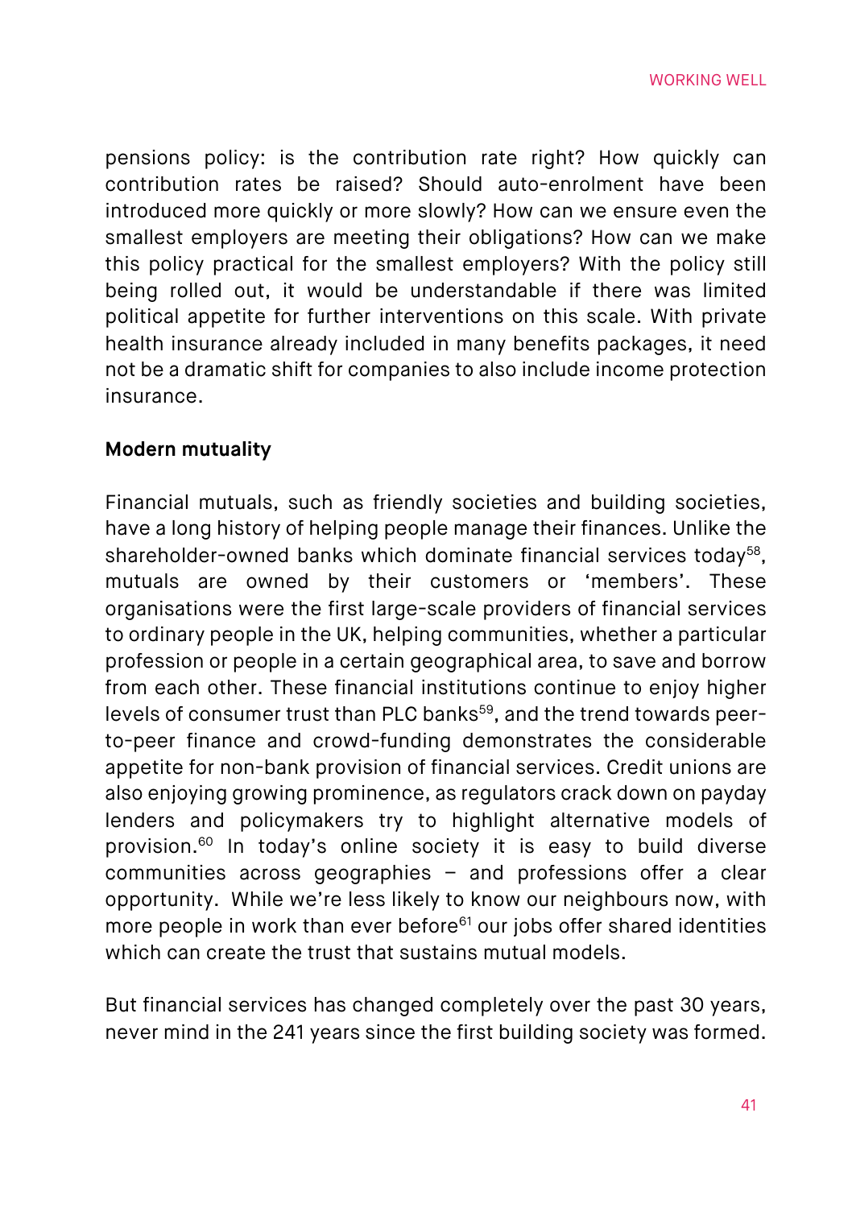pensions policy: is the contribution rate right? How quickly can contribution rates be raised? Should auto-enrolment have been introduced more quickly or more slowly? How can we ensure even the smallest employers are meeting their obligations? How can we make this policy practical for the smallest employers? With the policy still being rolled out, it would be understandable if there was limited political appetite for further interventions on this scale. With private health insurance already included in many benefits packages, it need not be a dramatic shift for companies to also include income protection insurance.

**Modern mutuality**

Financial mutuals, such as friendly societies and building societies, have a long history of helping people manage their finances. Unlike the shareholder-owned banks which dominate financial services today[58], mutuals are owned by their customers or 'members'. These organisations were the first large-scale providers of financial services to ordinary people in the UK, helping communities, whether a particular profession or people in a certain geographical area, to save and borrow from each other. These financial institutions continue to enjoy higher levels of consumer trust than PLC banks[59], and the trend towards peer-to-peer finance and crowd-funding demonstrates the considerable appetite for non-bank provision of financial services. Credit unions are also enjoying growing prominence, as regulators crack down on payday lenders and policymakers try to highlight alternative models of provision.[60] In today's online society it is easy to build diverse communities across geographies – and professions offer a clear opportunity. While we're less likely to know our neighbours now, with more people in work than ever before[61] our jobs offer shared identities which can create the trust that sustains mutual models.

But financial services has changed completely over the past 30 years, never mind in the 241 years since the first building society was formed.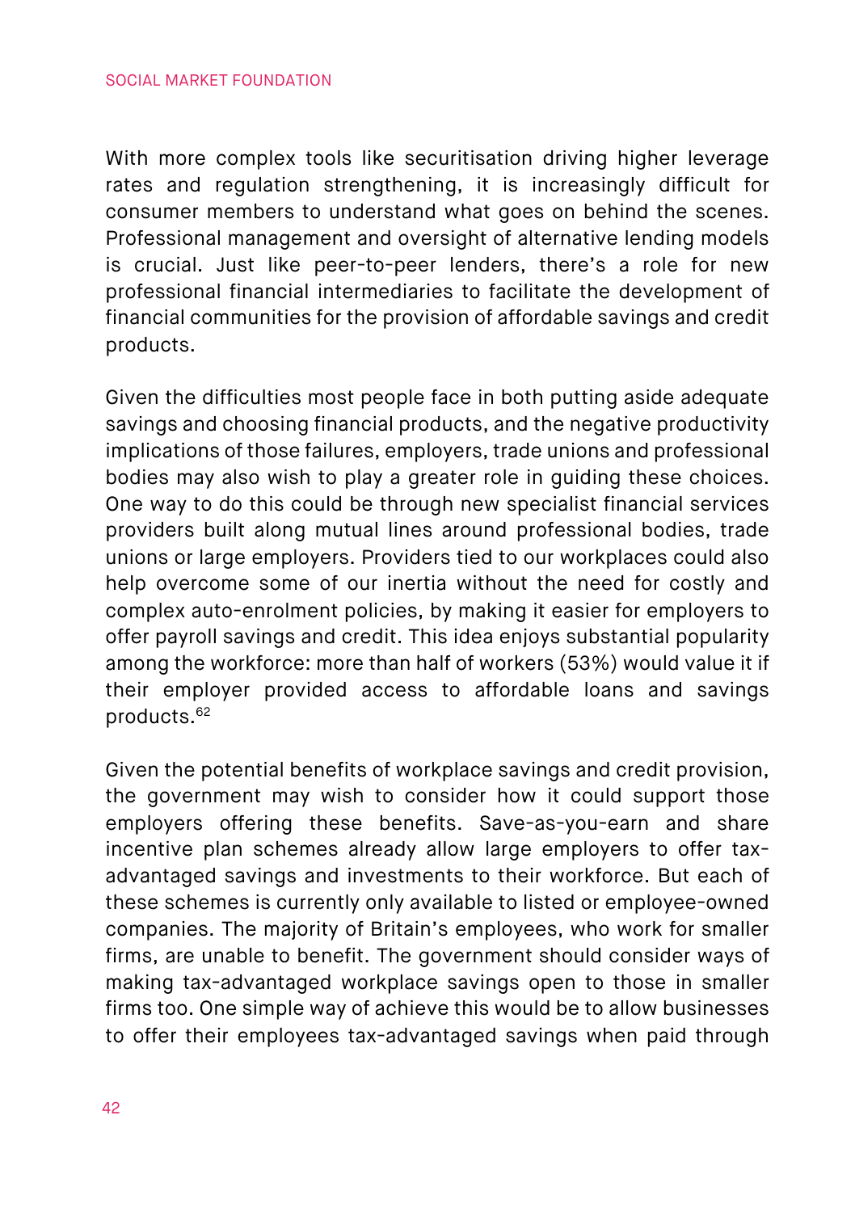With more complex tools like securitisation driving higher leverage rates and regulation strengthening, it is increasingly difficult for consumer members to understand what goes on behind the scenes. Professional management and oversight of alternative lending models is crucial. Just like peer-to-peer lenders, there's a role for new professional financial intermediaries to facilitate the development of financial communities for the provision of affordable savings and credit products.

Given the difficulties most people face in both putting aside adequate savings and choosing financial products, and the negative productivity implications of those failures, employers, trade unions and professional bodies may also wish to play a greater role in guiding these choices. One way to do this could be through new specialist financial services providers built along mutual lines around professional bodies, trade unions or large employers. Providers tied to our workplaces could also help overcome some of our inertia without the need for costly and complex auto-enrolment policies, by making it easier for employers to offer payroll savings and credit. This idea enjoys substantial popularity among the workforce: more than half of workers (53%) would value it if their employer provided access to affordable loans and savings products.[62]

Given the potential benefits of workplace savings and credit provision, the government may wish to consider how it could support those employers offering these benefits. Save-as-you-earn and share incentive plan schemes already allow large employers to offer tax-advantaged savings and investments to their workforce. But each of these schemes is currently only available to listed or employee-owned companies. The majority of Britain's employees, who work for smaller firms, are unable to benefit. The government should consider ways of making tax-advantaged workplace savings open to those in smaller firms too. One simple way of achieve this would be to allow businesses to offer their employees tax-advantaged savings when paid through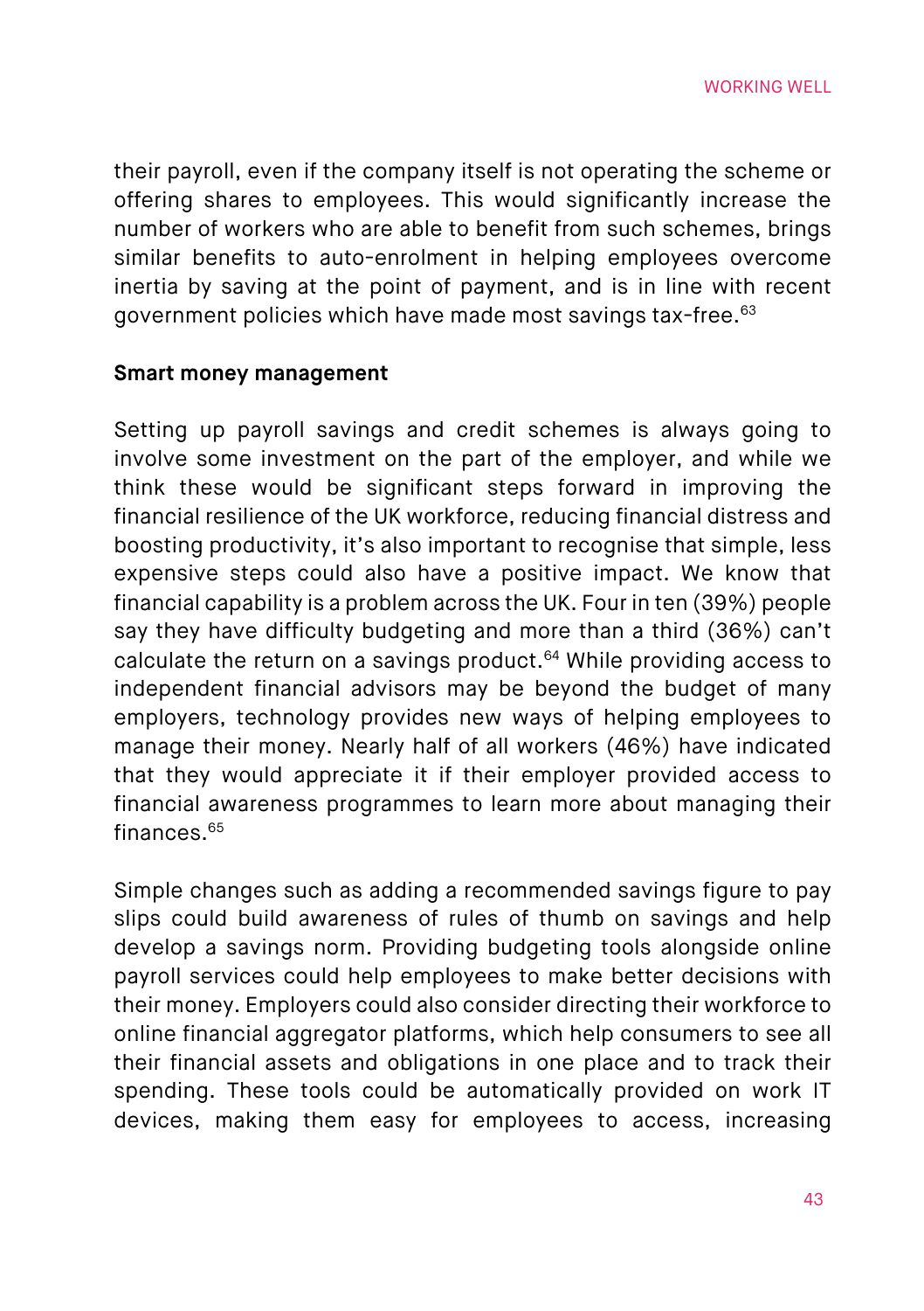their payroll, even if the company itself is not operating the scheme or offering shares to employees. This would significantly increase the number of workers who are able to benefit from such schemes, brings similar benefits to auto-enrolment in helping employees overcome inertia by saving at the point of payment, and is in line with recent government policies which have made most savings tax-free.[63]

**Smart money management**

Setting up payroll savings and credit schemes is always going to involve some investment on the part of the employer, and while we think these would be significant steps forward in improving the financial resilience of the UK workforce, reducing financial distress and boosting productivity, it's also important to recognise that simple, less expensive steps could also have a positive impact. We know that financial capability is a problem across the UK. Four in ten (39%) people say they have difficulty budgeting and more than a third (36%) can't calculate the return on a savings product.[64] While providing access to independent financial advisors may be beyond the budget of many employers, technology provides new ways of helping employees to manage their money. Nearly half of all workers (46%) have indicated that they would appreciate it if their employer provided access to financial awareness programmes to learn more about managing their finances.[65]

Simple changes such as adding a recommended savings figure to pay slips could build awareness of rules of thumb on savings and help develop a savings norm. Providing budgeting tools alongside online payroll services could help employees to make better decisions with their money. Employers could also consider directing their workforce to online financial aggregator platforms, which help consumers to see all their financial assets and obligations in one place and to track their spending. These tools could be automatically provided on work IT devices, making them easy for employees to access, increasing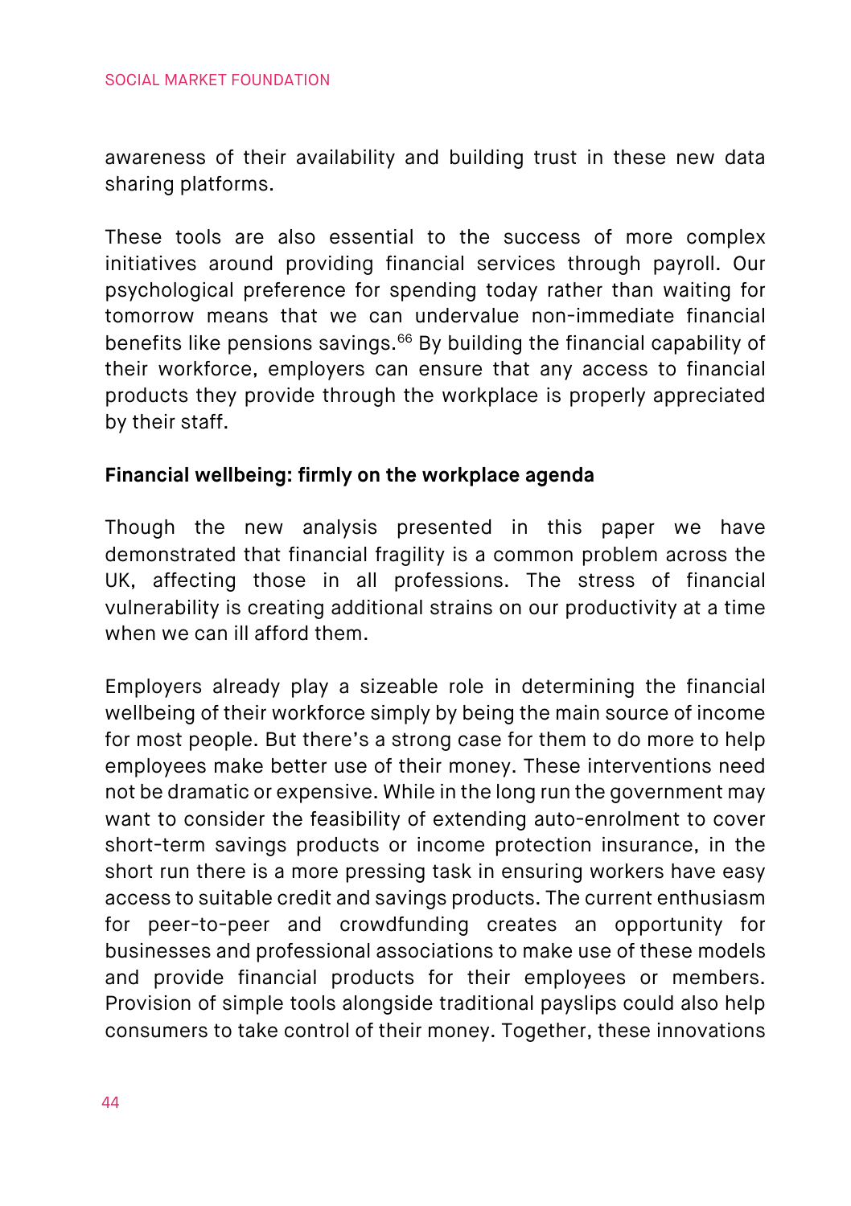awareness of their availability and building trust in these new data sharing platforms.

These tools are also essential to the success of more complex initiatives around providing financial services through payroll. Our psychological preference for spending today rather than waiting for tomorrow means that we can undervalue non-immediate financial benefits like pensions savings.[66] By building the financial capability of their workforce, employers can ensure that any access to financial products they provide through the workplace is properly appreciated by their staff.

**Financial wellbeing: firmly on the workplace agenda**

Though the new analysis presented in this paper we have demonstrated that financial fragility is a common problem across the UK, affecting those in all professions. The stress of financial vulnerability is creating additional strains on our productivity at a time when we can ill afford them.

Employers already play a sizeable role in determining the financial wellbeing of their workforce simply by being the main source of income for most people. But there's a strong case for them to do more to help employees make better use of their money. These interventions need not be dramatic or expensive. While in the long run the government may want to consider the feasibility of extending auto-enrolment to cover short-term savings products or income protection insurance, in the short run there is a more pressing task in ensuring workers have easy access to suitable credit and savings products. The current enthusiasm for peer-to-peer and crowdfunding creates an opportunity for businesses and professional associations to make use of these models and provide financial products for their employees or members. Provision of simple tools alongside traditional payslips could also help consumers to take control of their money. Together, these innovations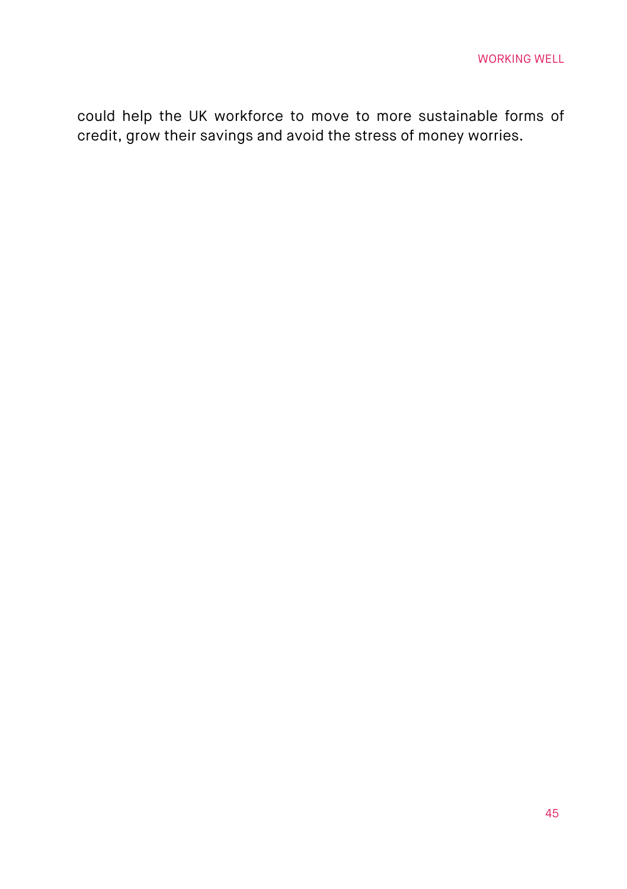could help the UK workforce to move to more sustainable forms of credit, grow their savings and avoid the stress of money worries.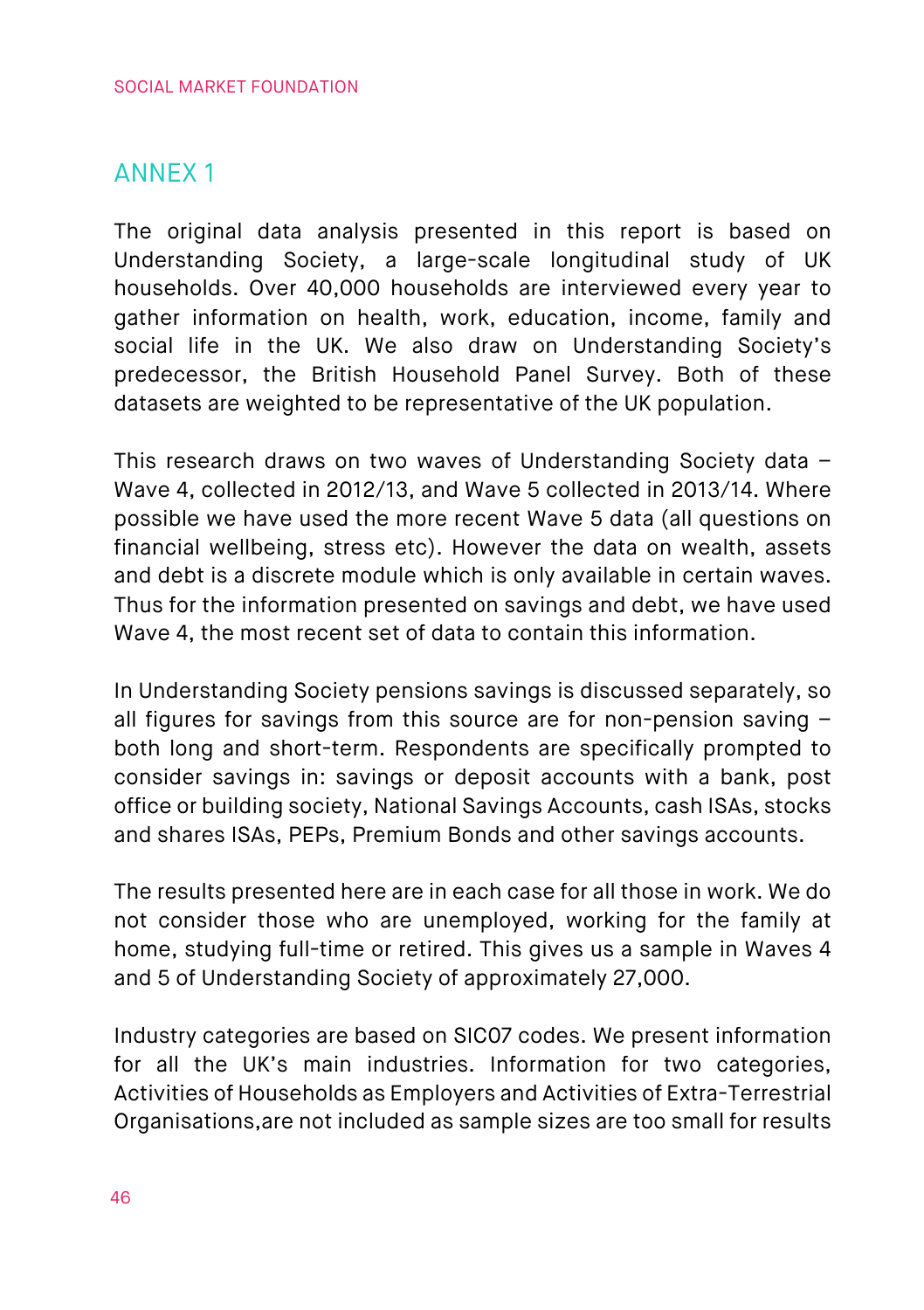## ANNEX 1

The original data analysis presented in this report is based on Understanding Society, a large-scale longitudinal study of UK households. Over 40,000 households are interviewed every year to gather information on health, work, education, income, family and social life in the UK. We also draw on Understanding Society's predecessor, the British Household Panel Survey. Both of these datasets are weighted to be representative of the UK population.

This research draws on two waves of Understanding Society data – Wave 4, collected in 2012/13, and Wave 5 collected in 2013/14. Where possible we have used the more recent Wave 5 data (all questions on financial wellbeing, stress etc). However the data on wealth, assets and debt is a discrete module which is only available in certain waves. Thus for the information presented on savings and debt, we have used Wave 4, the most recent set of data to contain this information.

In Understanding Society pensions savings is discussed separately, so all figures for savings from this source are for non-pension saving – both long and short-term. Respondents are specifically prompted to consider savings in: savings or deposit accounts with a bank, post office or building society, National Savings Accounts, cash ISAs, stocks and shares ISAs, PEPs, Premium Bonds and other savings accounts.

The results presented here are in each case for all those in work. We do not consider those who are unemployed, working for the family at home, studying full-time or retired. This gives us a sample in Waves 4 and 5 of Understanding Society of approximately 27,000.

Industry categories are based on SIC07 codes. We present information for all the UK's main industries. Information for two categories, Activities of Households as Employers and Activities of Extra-Terrestrial Organisations,are not included as sample sizes are too small for results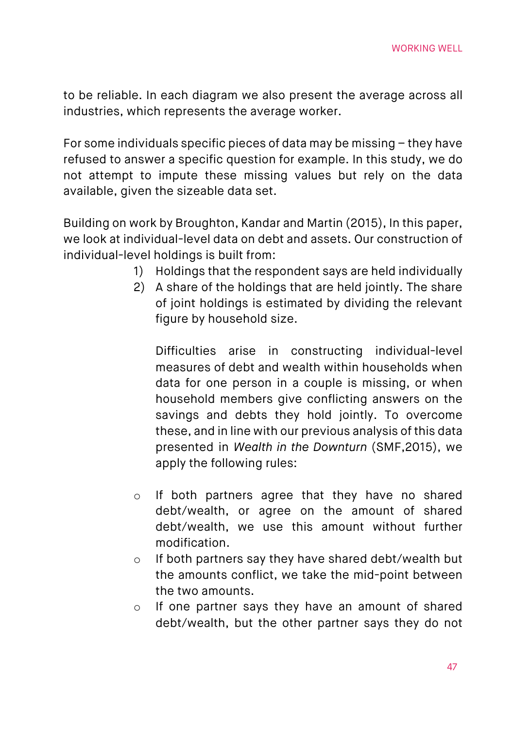to be reliable. In each diagram we also present the average across all industries, which represents the average worker.

For some individuals specific pieces of data may be missing – they have refused to answer a specific question for example. In this study, we do not attempt to impute these missing values but rely on the data available, given the sizeable data set.

Building on work by Broughton, Kandar and Martin (2015), In this paper, we look at individual-level data on debt and assets. Our construction of individual-level holdings is built from:

1) Holdings that the respondent says are held individually
2) A share of the holdings that are held jointly. The share of joint holdings is estimated by dividing the relevant figure by household size.

   Difficulties arise in constructing individual-level measures of debt and wealth within households when data for one person in a couple is missing, or when household members give conflicting answers on the savings and debts they hold jointly. To overcome these, and in line with our previous analysis of this data presented in *Wealth in the Downturn* (SMF,2015), we apply the following rules:

- If both partners agree that they have no shared debt/wealth, or agree on the amount of shared debt/wealth, we use this amount without further modification.
- If both partners say they have shared debt/wealth but the amounts conflict, we take the mid-point between the two amounts.
- If one partner says they have an amount of shared debt/wealth, but the other partner says they do not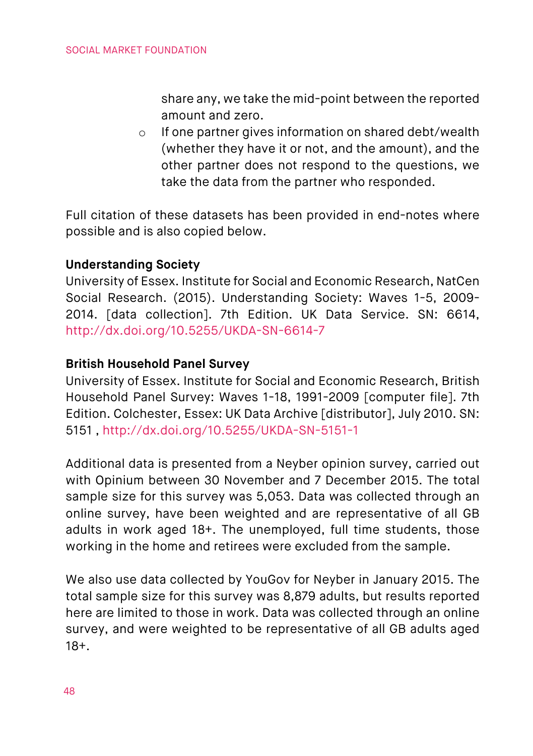share any, we take the mid-point between the reported amount and zero.

  - If one partner gives information on shared debt/wealth (whether they have it or not, and the amount), and the other partner does not respond to the questions, we take the data from the partner who responded.

Full citation of these datasets has been provided in end-notes where possible and is also copied below.

**Understanding Society**
University of Essex. Institute for Social and Economic Research, NatCen Social Research. (2015). Understanding Society: Waves 1-5, 2009-2014. [data collection]. 7th Edition. UK Data Service. SN: 6614, http://dx.doi.org/10.5255/UKDA-SN-6614-7

**British Household Panel Survey**
University of Essex. Institute for Social and Economic Research, British Household Panel Survey: Waves 1-18, 1991-2009 [computer file]. 7th Edition. Colchester, Essex: UK Data Archive [distributor], July 2010. SN: 5151 , http://dx.doi.org/10.5255/UKDA-SN-5151-1

Additional data is presented from a Neyber opinion survey, carried out with Opinium between 30 November and 7 December 2015. The total sample size for this survey was 5,053. Data was collected through an online survey, have been weighted and are representative of all GB adults in work aged 18+. The unemployed, full time students, those working in the home and retirees were excluded from the sample.

We also use data collected by YouGov for Neyber in January 2015. The total sample size for this survey was 8,879 adults, but results reported here are limited to those in work. Data was collected through an online survey, and were weighted to be representative of all GB adults aged 18+.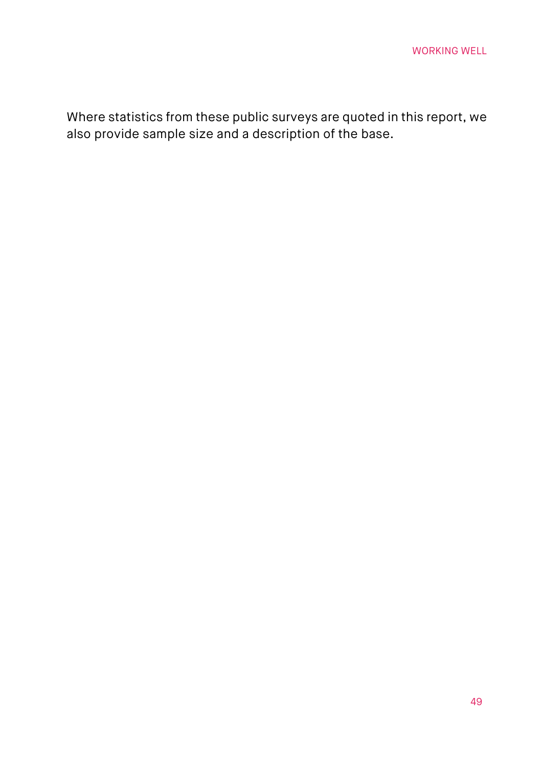Where statistics from these public surveys are quoted in this report, we also provide sample size and a description of the base.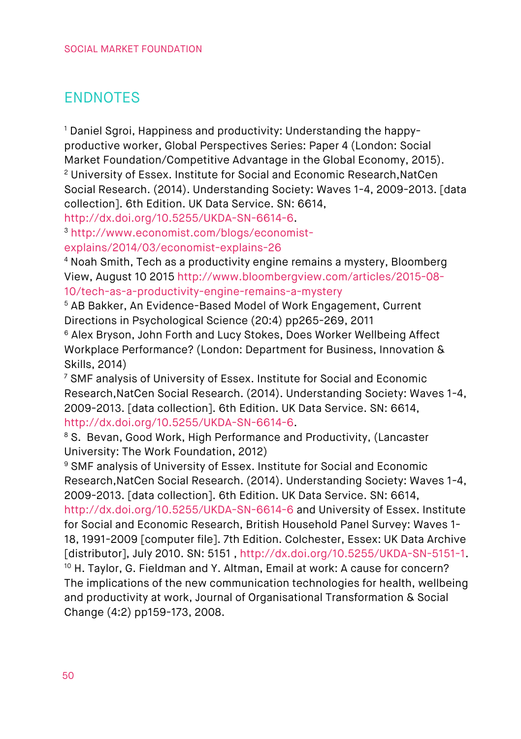## ENDNOTES

[1] Daniel Sgroi, Happiness and productivity: Understanding the happy-productive worker, Global Perspectives Series: Paper 4 (London: Social Market Foundation/Competitive Advantage in the Global Economy, 2015).

[2] University of Essex. Institute for Social and Economic Research,NatCen Social Research. (2014). Understanding Society: Waves 1-4, 2009-2013. [data collection]. 6th Edition. UK Data Service. SN: 6614, http://dx.doi.org/10.5255/UKDA-SN-6614-6.

[3] http://www.economist.com/blogs/economist-explains/2014/03/economist-explains-26

[4] Noah Smith, Tech as a productivity engine remains a mystery, Bloomberg View, August 10 2015 http://www.bloombergview.com/articles/2015-08-10/tech-as-a-productivity-engine-remains-a-mystery

[5] AB Bakker, An Evidence-Based Model of Work Engagement, Current Directions in Psychological Science (20:4) pp265-269, 2011

[6] Alex Bryson, John Forth and Lucy Stokes, Does Worker Wellbeing Affect Workplace Performance? (London: Department for Business, Innovation & Skills, 2014)

[7] SMF analysis of University of Essex. Institute for Social and Economic Research,NatCen Social Research. (2014). Understanding Society: Waves 1-4, 2009-2013. [data collection]. 6th Edition. UK Data Service. SN: 6614, http://dx.doi.org/10.5255/UKDA-SN-6614-6.

[8] S. Bevan, Good Work, High Performance and Productivity, (Lancaster University: The Work Foundation, 2012)

[9] SMF analysis of University of Essex. Institute for Social and Economic Research,NatCen Social Research. (2014). Understanding Society: Waves 1-4, 2009-2013. [data collection]. 6th Edition. UK Data Service. SN: 6614, http://dx.doi.org/10.5255/UKDA-SN-6614-6 and University of Essex. Institute for Social and Economic Research, British Household Panel Survey: Waves 1-18, 1991-2009 [computer file]. 7th Edition. Colchester, Essex: UK Data Archive [distributor], July 2010. SN: 5151 , http://dx.doi.org/10.5255/UKDA-SN-5151-1.

[10] H. Taylor, G. Fieldman and Y. Altman, Email at work: A cause for concern? The implications of the new communication technologies for health, wellbeing and productivity at work, Journal of Organisational Transformation & Social Change (4:2) pp159-173, 2008.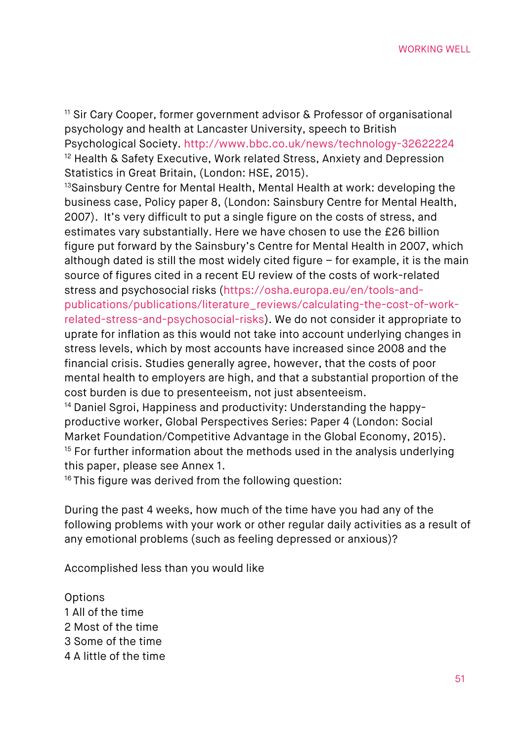[11] Sir Cary Cooper, former government advisor & Professor of organisational psychology and health at Lancaster University, speech to British Psychological Society. http://www.bbc.co.uk/news/technology-32622224

[12] Health & Safety Executive, Work related Stress, Anxiety and Depression Statistics in Great Britain, (London: HSE, 2015).

[13] Sainsbury Centre for Mental Health, Mental Health at work: developing the business case, Policy paper 8, (London: Sainsbury Centre for Mental Health, 2007). It's very difficult to put a single figure on the costs of stress, and estimates vary substantially. Here we have chosen to use the £26 billion figure put forward by the Sainsbury's Centre for Mental Health in 2007, which although dated is still the most widely cited figure – for example, it is the main source of figures cited in a recent EU review of the costs of work-related stress and psychosocial risks (https://osha.europa.eu/en/tools-and-publications/publications/literature_reviews/calculating-the-cost-of-work-related-stress-and-psychosocial-risks). We do not consider it appropriate to uprate for inflation as this would not take into account underlying changes in stress levels, which by most accounts have increased since 2008 and the financial crisis. Studies generally agree, however, that the costs of poor mental health to employers are high, and that a substantial proportion of the cost burden is due to presenteeism, not just absenteeism.

[14] Daniel Sgroi, Happiness and productivity: Understanding the happy-productive worker, Global Perspectives Series: Paper 4 (London: Social Market Foundation/Competitive Advantage in the Global Economy, 2015).

[15] For further information about the methods used in the analysis underlying this paper, please see Annex 1.

[16] This figure was derived from the following question:

During the past 4 weeks, how much of the time have you had any of the following problems with your work or other regular daily activities as a result of any emotional problems (such as feeling depressed or anxious)?

Accomplished less than you would like

Options
1 All of the time
2 Most of the time
3 Some of the time
4 A little of the time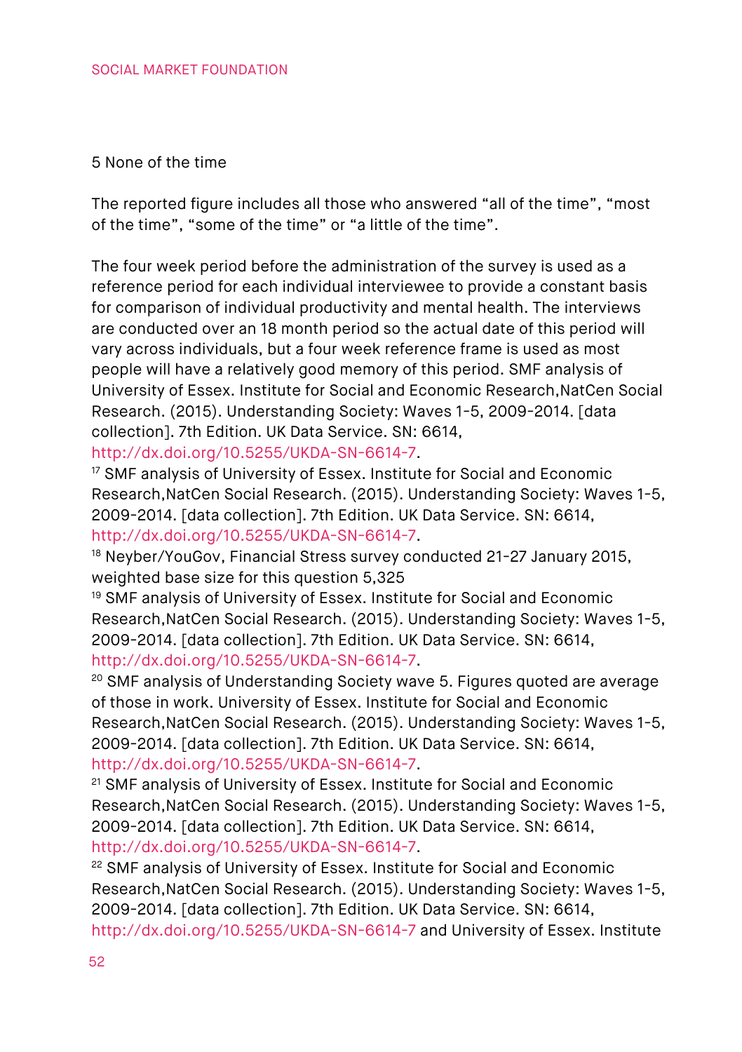5 None of the time

The reported figure includes all those who answered “all of the time”, “most of the time”, “some of the time” or “a little of the time”.

The four week period before the administration of the survey is used as a reference period for each individual interviewee to provide a constant basis for comparison of individual productivity and mental health. The interviews are conducted over an 18 month period so the actual date of this period will vary across individuals, but a four week reference frame is used as most people will have a relatively good memory of this period. SMF analysis of University of Essex. Institute for Social and Economic Research,NatCen Social Research. (2015). Understanding Society: Waves 1-5, 2009-2014. [data collection]. 7th Edition. UK Data Service. SN: 6614, http://dx.doi.org/10.5255/UKDA-SN-6614-7.

[17] SMF analysis of University of Essex. Institute for Social and Economic Research,NatCen Social Research. (2015). Understanding Society: Waves 1-5, 2009-2014. [data collection]. 7th Edition. UK Data Service. SN: 6614, http://dx.doi.org/10.5255/UKDA-SN-6614-7.

[18] Neyber/YouGov, Financial Stress survey conducted 21-27 January 2015, weighted base size for this question 5,325

[19] SMF analysis of University of Essex. Institute for Social and Economic Research,NatCen Social Research. (2015). Understanding Society: Waves 1-5, 2009-2014. [data collection]. 7th Edition. UK Data Service. SN: 6614, http://dx.doi.org/10.5255/UKDA-SN-6614-7.

[20] SMF analysis of Understanding Society wave 5. Figures quoted are average of those in work. University of Essex. Institute for Social and Economic Research,NatCen Social Research. (2015). Understanding Society: Waves 1-5, 2009-2014. [data collection]. 7th Edition. UK Data Service. SN: 6614, http://dx.doi.org/10.5255/UKDA-SN-6614-7.

[21] SMF analysis of University of Essex. Institute for Social and Economic Research,NatCen Social Research. (2015). Understanding Society: Waves 1-5, 2009-2014. [data collection]. 7th Edition. UK Data Service. SN: 6614, http://dx.doi.org/10.5255/UKDA-SN-6614-7.

[22] SMF analysis of University of Essex. Institute for Social and Economic Research,NatCen Social Research. (2015). Understanding Society: Waves 1-5, 2009-2014. [data collection]. 7th Edition. UK Data Service. SN: 6614, http://dx.doi.org/10.5255/UKDA-SN-6614-7 and University of Essex. Institute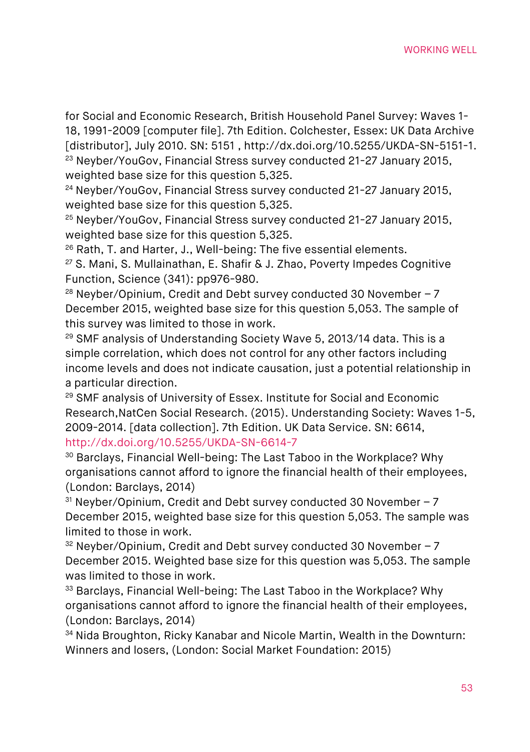for Social and Economic Research, British Household Panel Survey: Waves 1-18, 1991-2009 [computer file]. 7th Edition. Colchester, Essex: UK Data Archive [distributor], July 2010. SN: 5151 , http://dx.doi.org/10.5255/UKDA-SN-5151-1.

[23] Neyber/YouGov, Financial Stress survey conducted 21-27 January 2015, weighted base size for this question 5,325.

[24] Neyber/YouGov, Financial Stress survey conducted 21-27 January 2015, weighted base size for this question 5,325.

[25] Neyber/YouGov, Financial Stress survey conducted 21-27 January 2015, weighted base size for this question 5,325.

[26] Rath, T. and Harter, J., Well-being: The five essential elements.

[27] S. Mani, S. Mullainathan, E. Shafir & J. Zhao, Poverty Impedes Cognitive Function, Science (341): pp976-980.

[28] Neyber/Opinium, Credit and Debt survey conducted 30 November – 7 December 2015, weighted base size for this question 5,053. The sample of this survey was limited to those in work.

[29] SMF analysis of Understanding Society Wave 5, 2013/14 data. This is a simple correlation, which does not control for any other factors including income levels and does not indicate causation, just a potential relationship in a particular direction.

[29] SMF analysis of University of Essex. Institute for Social and Economic Research,NatCen Social Research. (2015). Understanding Society: Waves 1-5, 2009-2014. [data collection]. 7th Edition. UK Data Service. SN: 6614, http://dx.doi.org/10.5255/UKDA-SN-6614-7

[30] Barclays, Financial Well-being: The Last Taboo in the Workplace? Why organisations cannot afford to ignore the financial health of their employees, (London: Barclays, 2014)

[31] Neyber/Opinium, Credit and Debt survey conducted 30 November – 7 December 2015, weighted base size for this question 5,053. The sample was limited to those in work.

[32] Neyber/Opinium, Credit and Debt survey conducted 30 November – 7 December 2015. Weighted base size for this question was 5,053. The sample was limited to those in work.

[33] Barclays, Financial Well-being: The Last Taboo in the Workplace? Why organisations cannot afford to ignore the financial health of their employees, (London: Barclays, 2014)

[34] Nida Broughton, Ricky Kanabar and Nicole Martin, Wealth in the Downturn: Winners and losers, (London: Social Market Foundation: 2015)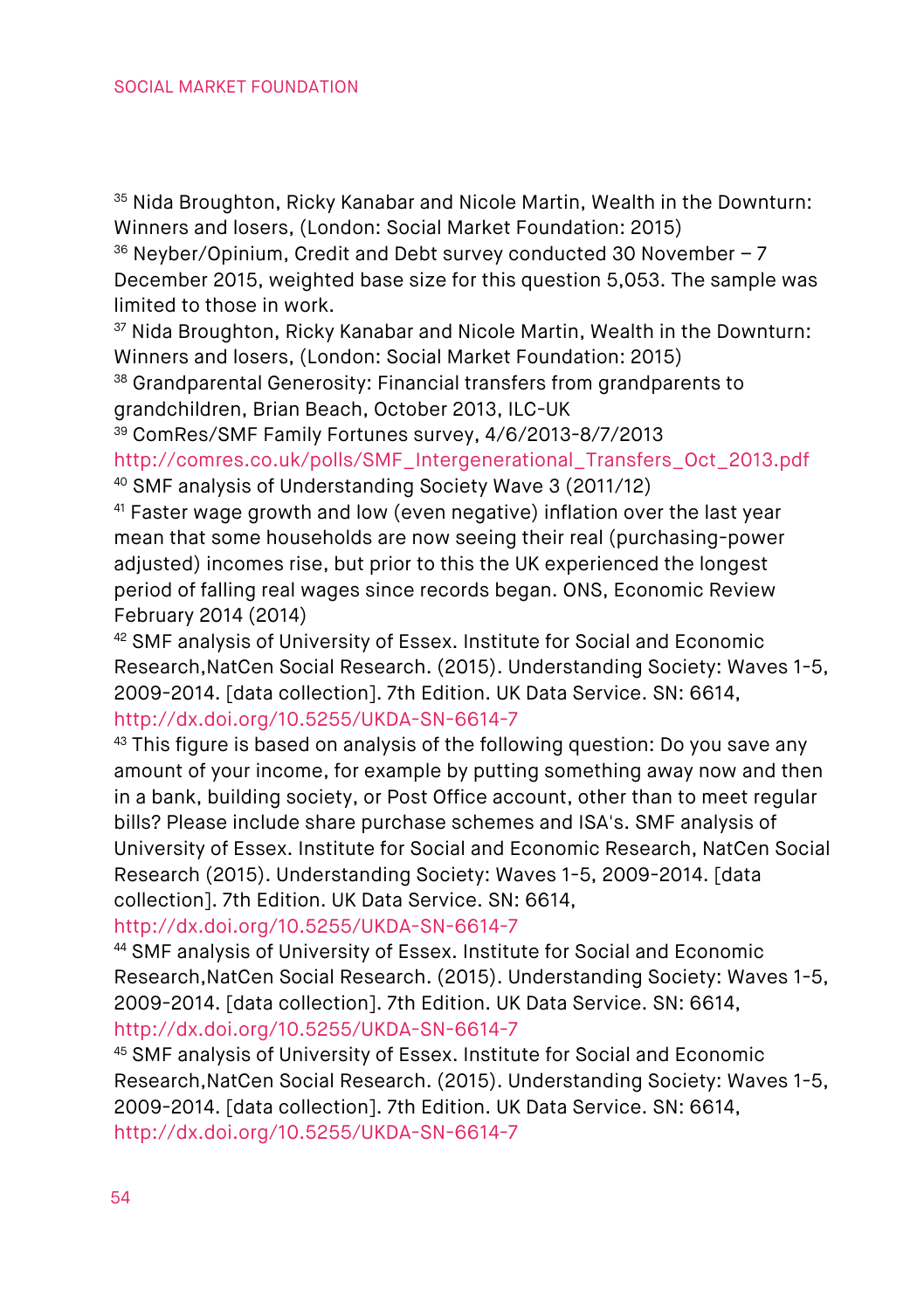[35] Nida Broughton, Ricky Kanabar and Nicole Martin, Wealth in the Downturn: Winners and losers, (London: Social Market Foundation: 2015)

[36] Neyber/Opinium, Credit and Debt survey conducted 30 November – 7 December 2015, weighted base size for this question 5,053. The sample was limited to those in work.

[37] Nida Broughton, Ricky Kanabar and Nicole Martin, Wealth in the Downturn: Winners and losers, (London: Social Market Foundation: 2015)

[38] Grandparental Generosity: Financial transfers from grandparents to grandchildren, Brian Beach, October 2013, ILC-UK

[39] ComRes/SMF Family Fortunes survey, 4/6/2013-8/7/2013 http://comres.co.uk/polls/SMF_Intergenerational_Transfers_Oct_2013.pdf

[40] SMF analysis of Understanding Society Wave 3 (2011/12)

[41] Faster wage growth and low (even negative) inflation over the last year mean that some households are now seeing their real (purchasing-power adjusted) incomes rise, but prior to this the UK experienced the longest period of falling real wages since records began. ONS, Economic Review February 2014 (2014)

[42] SMF analysis of University of Essex. Institute for Social and Economic Research,NatCen Social Research. (2015). Understanding Society: Waves 1-5, 2009-2014. [data collection]. 7th Edition. UK Data Service. SN: 6614, http://dx.doi.org/10.5255/UKDA-SN-6614-7

[43] This figure is based on analysis of the following question: Do you save any amount of your income, for example by putting something away now and then in a bank, building society, or Post Office account, other than to meet regular bills? Please include share purchase schemes and ISA's. SMF analysis of University of Essex. Institute for Social and Economic Research, NatCen Social Research (2015). Understanding Society: Waves 1-5, 2009-2014. [data collection]. 7th Edition. UK Data Service. SN: 6614, http://dx.doi.org/10.5255/UKDA-SN-6614-7

[44] SMF analysis of University of Essex. Institute for Social and Economic Research,NatCen Social Research. (2015). Understanding Society: Waves 1-5, 2009-2014. [data collection]. 7th Edition. UK Data Service. SN: 6614, http://dx.doi.org/10.5255/UKDA-SN-6614-7

[45] SMF analysis of University of Essex. Institute for Social and Economic Research,NatCen Social Research. (2015). Understanding Society: Waves 1-5, 2009-2014. [data collection]. 7th Edition. UK Data Service. SN: 6614, http://dx.doi.org/10.5255/UKDA-SN-6614-7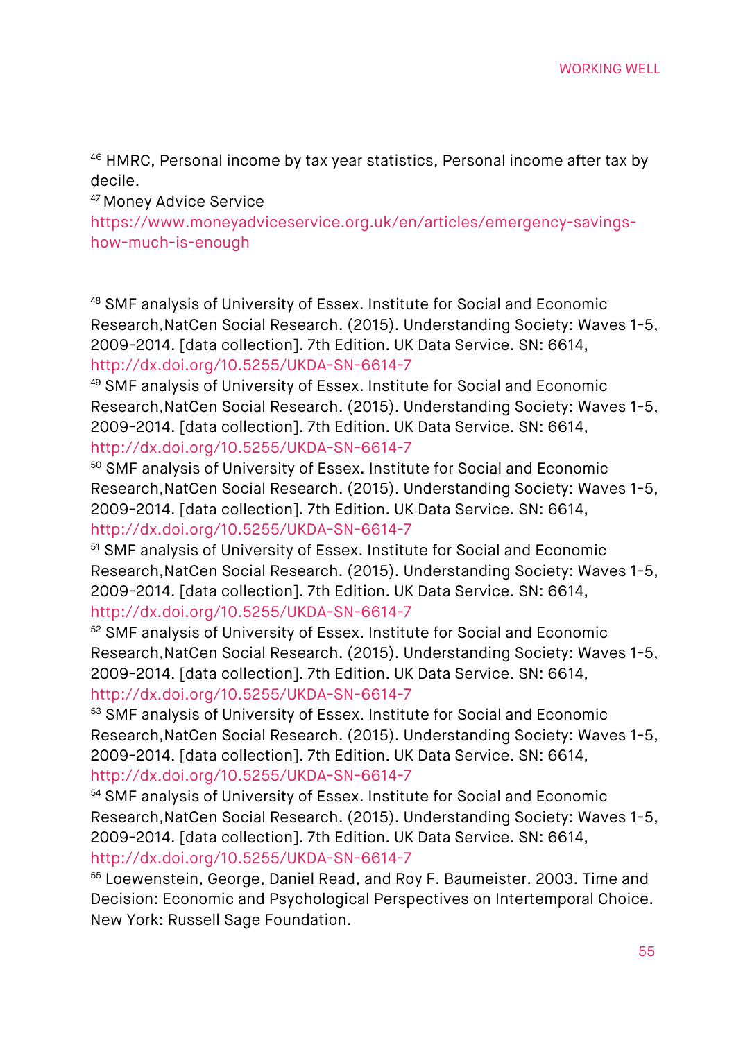[46] HMRC, Personal income by tax year statistics, Personal income after tax by decile.

[47] Money Advice Service https://www.moneyadviceservice.org.uk/en/articles/emergency-savings-how-much-is-enough

[48] SMF analysis of University of Essex. Institute for Social and Economic Research,NatCen Social Research. (2015). Understanding Society: Waves 1-5, 2009-2014. [data collection]. 7th Edition. UK Data Service. SN: 6614, http://dx.doi.org/10.5255/UKDA-SN-6614-7

[49] SMF analysis of University of Essex. Institute for Social and Economic Research,NatCen Social Research. (2015). Understanding Society: Waves 1-5, 2009-2014. [data collection]. 7th Edition. UK Data Service. SN: 6614, http://dx.doi.org/10.5255/UKDA-SN-6614-7

[50] SMF analysis of University of Essex. Institute for Social and Economic Research,NatCen Social Research. (2015). Understanding Society: Waves 1-5, 2009-2014. [data collection]. 7th Edition. UK Data Service. SN: 6614, http://dx.doi.org/10.5255/UKDA-SN-6614-7

[51] SMF analysis of University of Essex. Institute for Social and Economic Research,NatCen Social Research. (2015). Understanding Society: Waves 1-5, 2009-2014. [data collection]. 7th Edition. UK Data Service. SN: 6614, http://dx.doi.org/10.5255/UKDA-SN-6614-7

[52] SMF analysis of University of Essex. Institute for Social and Economic Research,NatCen Social Research. (2015). Understanding Society: Waves 1-5, 2009-2014. [data collection]. 7th Edition. UK Data Service. SN: 6614, http://dx.doi.org/10.5255/UKDA-SN-6614-7

[53] SMF analysis of University of Essex. Institute for Social and Economic Research,NatCen Social Research. (2015). Understanding Society: Waves 1-5, 2009-2014. [data collection]. 7th Edition. UK Data Service. SN: 6614, http://dx.doi.org/10.5255/UKDA-SN-6614-7

[54] SMF analysis of University of Essex. Institute for Social and Economic Research,NatCen Social Research. (2015). Understanding Society: Waves 1-5, 2009-2014. [data collection]. 7th Edition. UK Data Service. SN: 6614, http://dx.doi.org/10.5255/UKDA-SN-6614-7

[55] Loewenstein, George, Daniel Read, and Roy F. Baumeister. 2003. Time and Decision: Economic and Psychological Perspectives on Intertemporal Choice. New York: Russell Sage Foundation.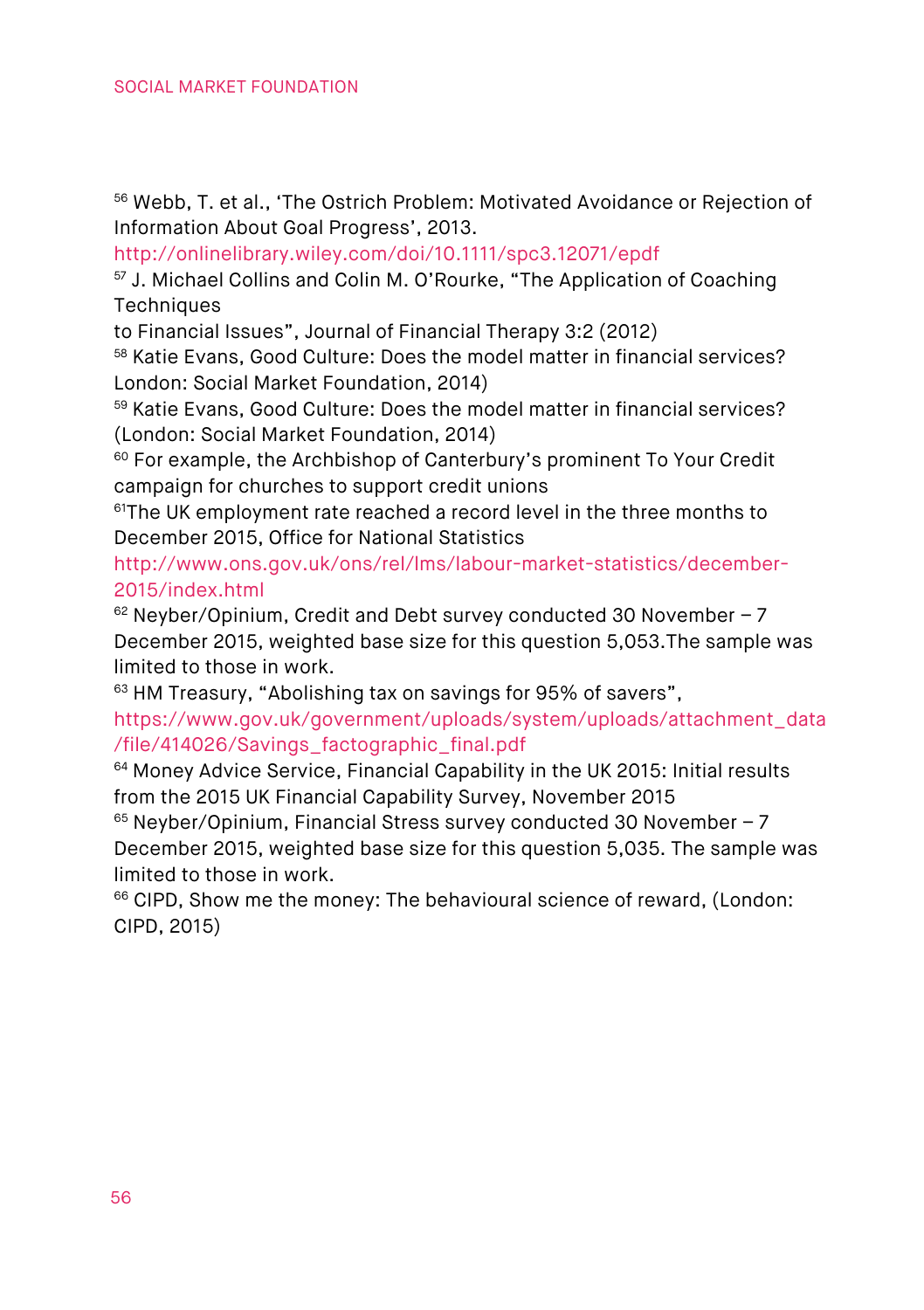[56] Webb, T. et al., 'The Ostrich Problem: Motivated Avoidance or Rejection of Information About Goal Progress', 2013. http://onlinelibrary.wiley.com/doi/10.1111/spc3.12071/epdf

[57] J. Michael Collins and Colin M. O'Rourke, "The Application of Coaching Techniques
to Financial Issues", Journal of Financial Therapy 3:2 (2012)

[58] Katie Evans, Good Culture: Does the model matter in financial services? London: Social Market Foundation, 2014)

[59] Katie Evans, Good Culture: Does the model matter in financial services? (London: Social Market Foundation, 2014)

[60] For example, the Archbishop of Canterbury's prominent To Your Credit campaign for churches to support credit unions

[61]The UK employment rate reached a record level in the three months to December 2015, Office for National Statistics http://www.ons.gov.uk/ons/rel/lms/labour-market-statistics/december-2015/index.html

[62] Neyber/Opinium, Credit and Debt survey conducted 30 November – 7 December 2015, weighted base size for this question 5,053.The sample was limited to those in work.

[63] HM Treasury, "Abolishing tax on savings for 95% of savers", https://www.gov.uk/government/uploads/system/uploads/attachment_data/file/414026/Savings_factographic_final.pdf

[64] Money Advice Service, Financial Capability in the UK 2015: Initial results from the 2015 UK Financial Capability Survey, November 2015

[65] Neyber/Opinium, Financial Stress survey conducted 30 November – 7 December 2015, weighted base size for this question 5,035. The sample was limited to those in work.

[66] CIPD, Show me the money: The behavioural science of reward, (London: CIPD, 2015)